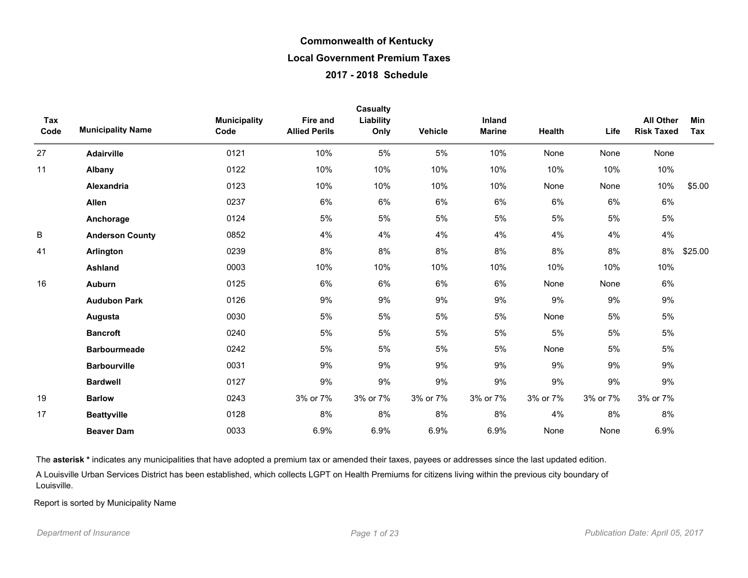# Commonwealth of Kentucky

## Local Government Premium Taxes

## 2017 - 2018 Schedule

| Tax Code | Municipality Name | Municipality Code | Fire and Allied Perils | Casualty Liability Only | Vehicle | Inland Marine | Health | Life | All Other Risk Taxed | Min Tax |
|---|---|---|---|---|---|---|---|---|---|---|
| 27 | **Adairville** | 0121 | 10% | 5% | 5% | 10% | None | None | None | |
| 11 | **Albany** | 0122 | 10% | 10% | 10% | 10% | 10% | 10% | 10% | |
| | **Alexandria** | 0123 | 10% | 10% | 10% | 10% | None | None | 10% | $5.00 |
| | **Allen** | 0237 | 6% | 6% | 6% | 6% | 6% | 6% | 6% | |
| | **Anchorage** | 0124 | 5% | 5% | 5% | 5% | 5% | 5% | 5% | |
| B | **Anderson County** | 0852 | 4% | 4% | 4% | 4% | 4% | 4% | 4% | |
| 41 | **Arlington** | 0239 | 8% | 8% | 8% | 8% | 8% | 8% | 8% | $25.00 |
| | **Ashland** | 0003 | 10% | 10% | 10% | 10% | 10% | 10% | 10% | |
| 16 | **Auburn** | 0125 | 6% | 6% | 6% | 6% | None | None | 6% | |
| | **Audubon Park** | 0126 | 9% | 9% | 9% | 9% | 9% | 9% | 9% | |
| | **Augusta** | 0030 | 5% | 5% | 5% | 5% | None | 5% | 5% | |
| | **Bancroft** | 0240 | 5% | 5% | 5% | 5% | 5% | 5% | 5% | |
| | **Barbourmeade** | 0242 | 5% | 5% | 5% | 5% | None | 5% | 5% | |
| | **Barbourville** | 0031 | 9% | 9% | 9% | 9% | 9% | 9% | 9% | |
| | **Bardwell** | 0127 | 9% | 9% | 9% | 9% | 9% | 9% | 9% | |
| 19 | **Barlow** | 0243 | 3% or 7% | 3% or 7% | 3% or 7% | 3% or 7% | 3% or 7% | 3% or 7% | 3% or 7% | |
| 17 | **Beattyville** | 0128 | 8% | 8% | 8% | 8% | 4% | 8% | 8% | |
| | **Beaver Dam** | 0033 | 6.9% | 6.9% | 6.9% | 6.9% | None | None | 6.9% | |

The **asterisk *** indicates any municipalities that have adopted a premium tax or amended their taxes, payees or addresses since the last updated edition.

A Louisville Urban Services District has been established, which collects LGPT on Health Premiums for citizens living within the previous city boundary of Louisville.

Report is sorted by Municipality Name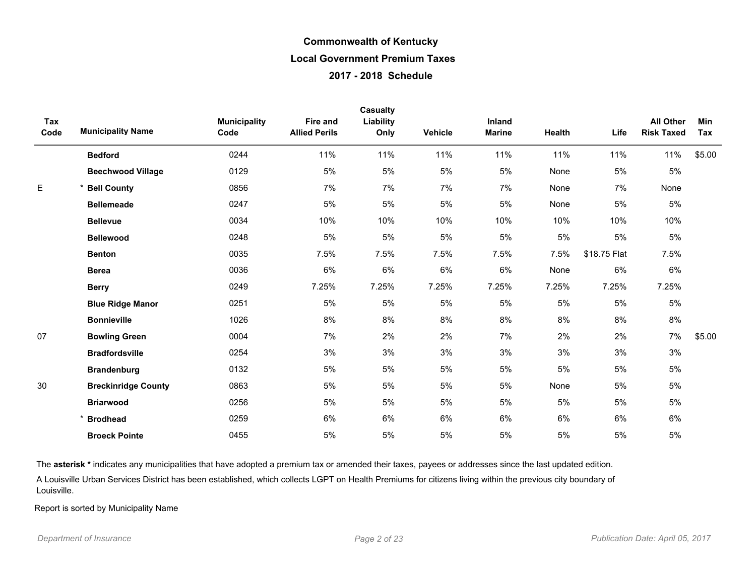# Commonwealth of Kentucky
## Local Government Premium Taxes
### 2017 - 2018 Schedule

| Tax Code | Municipality Name | Municipality Code | Fire and Allied Perils | Casualty Liability Only | Vehicle | Inland Marine | Health | Life | All Other Risk Taxed | Min Tax |
|---|---|---|---|---|---|---|---|---|---|---|
| | **Bedford** | 0244 | 11% | 11% | 11% | 11% | 11% | 11% | 11% | $5.00 |
| | **Beechwood Village** | 0129 | 5% | 5% | 5% | 5% | None | 5% | 5% | |
| E | * **Bell County** | 0856 | 7% | 7% | 7% | 7% | None | 7% | None | |
| | **Bellemeade** | 0247 | 5% | 5% | 5% | 5% | None | 5% | 5% | |
| | **Bellevue** | 0034 | 10% | 10% | 10% | 10% | 10% | 10% | 10% | |
| | **Bellewood** | 0248 | 5% | 5% | 5% | 5% | 5% | 5% | 5% | |
| | **Benton** | 0035 | 7.5% | 7.5% | 7.5% | 7.5% | 7.5% | $18.75 Flat | 7.5% | |
| | **Berea** | 0036 | 6% | 6% | 6% | 6% | None | 6% | 6% | |
| | **Berry** | 0249 | 7.25% | 7.25% | 7.25% | 7.25% | 7.25% | 7.25% | 7.25% | |
| | **Blue Ridge Manor** | 0251 | 5% | 5% | 5% | 5% | 5% | 5% | 5% | |
| | **Bonnieville** | 1026 | 8% | 8% | 8% | 8% | 8% | 8% | 8% | |
| 07 | **Bowling Green** | 0004 | 7% | 2% | 2% | 7% | 2% | 2% | 7% | $5.00 |
| | **Bradfordsville** | 0254 | 3% | 3% | 3% | 3% | 3% | 3% | 3% | |
| | **Brandenburg** | 0132 | 5% | 5% | 5% | 5% | 5% | 5% | 5% | |
| 30 | **Breckinridge County** | 0863 | 5% | 5% | 5% | 5% | None | 5% | 5% | |
| | **Briarwood** | 0256 | 5% | 5% | 5% | 5% | 5% | 5% | 5% | |
| | * **Brodhead** | 0259 | 6% | 6% | 6% | 6% | 6% | 6% | 6% | |
| | **Broeck Pointe** | 0455 | 5% | 5% | 5% | 5% | 5% | 5% | 5% | |

The **asterisk *** indicates any municipalities that have adopted a premium tax or amended their taxes, payees or addresses since the last updated edition.

A Louisville Urban Services District has been established, which collects LGPT on Health Premiums for citizens living within the previous city boundary of Louisville.

Report is sorted by Municipality Name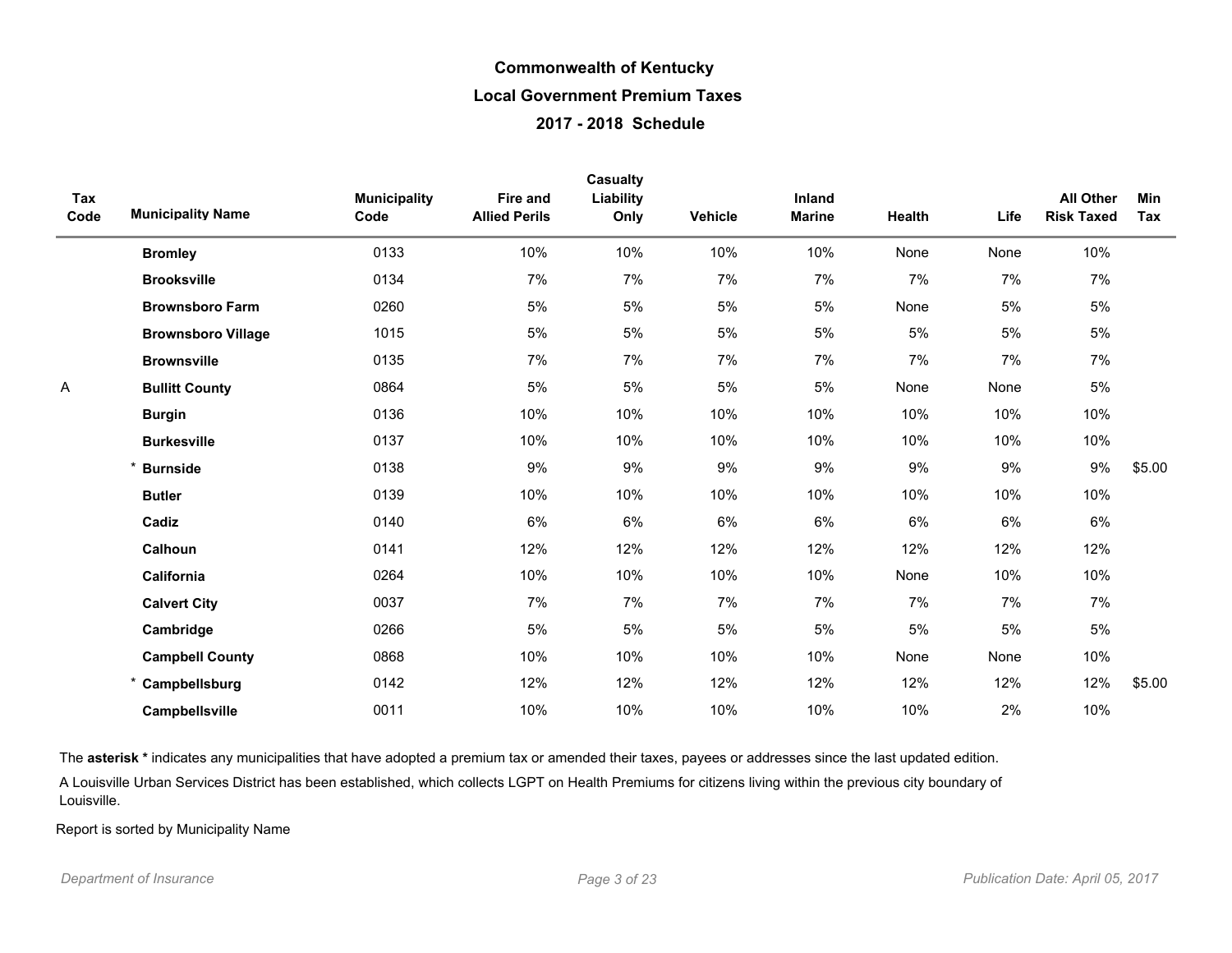# Commonwealth of Kentucky
## Local Government Premium Taxes
### 2017 - 2018 Schedule

| Tax Code | Municipality Name | Municipality Code | Fire and Allied Perils | Casualty Liability Only | Vehicle | Inland Marine | Health | Life | All Other Risk Taxed | Min Tax |
|---|---|---|---|---|---|---|---|---|---|---|
| | **Bromley** | 0133 | 10% | 10% | 10% | 10% | None | None | 10% | |
| | **Brooksville** | 0134 | 7% | 7% | 7% | 7% | 7% | 7% | 7% | |
| | **Brownsboro Farm** | 0260 | 5% | 5% | 5% | 5% | None | 5% | 5% | |
| | **Brownsboro Village** | 1015 | 5% | 5% | 5% | 5% | 5% | 5% | 5% | |
| | **Brownsville** | 0135 | 7% | 7% | 7% | 7% | 7% | 7% | 7% | |
| A | **Bullitt County** | 0864 | 5% | 5% | 5% | 5% | None | None | 5% | |
| | **Burgin** | 0136 | 10% | 10% | 10% | 10% | 10% | 10% | 10% | |
| | **Burkesville** | 0137 | 10% | 10% | 10% | 10% | 10% | 10% | 10% | |
| | * **Burnside** | 0138 | 9% | 9% | 9% | 9% | 9% | 9% | 9% | $5.00 |
| | **Butler** | 0139 | 10% | 10% | 10% | 10% | 10% | 10% | 10% | |
| | **Cadiz** | 0140 | 6% | 6% | 6% | 6% | 6% | 6% | 6% | |
| | **Calhoun** | 0141 | 12% | 12% | 12% | 12% | 12% | 12% | 12% | |
| | **California** | 0264 | 10% | 10% | 10% | 10% | None | 10% | 10% | |
| | **Calvert City** | 0037 | 7% | 7% | 7% | 7% | 7% | 7% | 7% | |
| | **Cambridge** | 0266 | 5% | 5% | 5% | 5% | 5% | 5% | 5% | |
| | **Campbell County** | 0868 | 10% | 10% | 10% | 10% | None | None | 10% | |
| | * **Campbellsburg** | 0142 | 12% | 12% | 12% | 12% | 12% | 12% | 12% | $5.00 |
| | **Campbellsville** | 0011 | 10% | 10% | 10% | 10% | 10% | 2% | 10% | |

The **asterisk *** indicates any municipalities that have adopted a premium tax or amended their taxes, payees or addresses since the last updated edition.

A Louisville Urban Services District has been established, which collects LGPT on Health Premiums for citizens living within the previous city boundary of Louisville.

Report is sorted by Municipality Name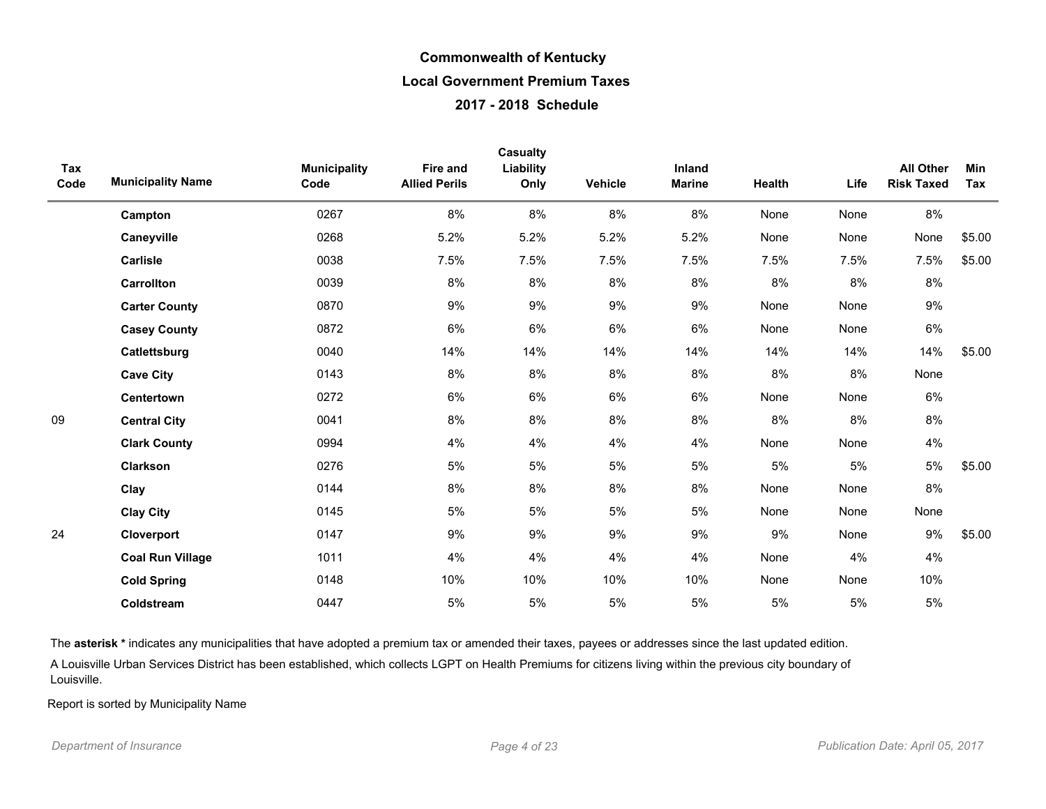# Commonwealth of Kentucky

## Local Government Premium Taxes

## 2017 - 2018 Schedule

| Tax Code | Municipality Name | Municipality Code | Fire and Allied Perils | Casualty Liability Only | Vehicle | Inland Marine | Health | Life | All Other Risk Taxed | Min Tax |
|---|---|---|---|---|---|---|---|---|---|---|
| | **Campton** | 0267 | 8% | 8% | 8% | 8% | None | None | 8% | |
| | **Caneyville** | 0268 | 5.2% | 5.2% | 5.2% | 5.2% | None | None | None | $5.00 |
| | **Carlisle** | 0038 | 7.5% | 7.5% | 7.5% | 7.5% | 7.5% | 7.5% | 7.5% | $5.00 |
| | **Carrollton** | 0039 | 8% | 8% | 8% | 8% | 8% | 8% | 8% | |
| | **Carter County** | 0870 | 9% | 9% | 9% | 9% | None | None | 9% | |
| | **Casey County** | 0872 | 6% | 6% | 6% | 6% | None | None | 6% | |
| | **Catlettsburg** | 0040 | 14% | 14% | 14% | 14% | 14% | 14% | 14% | $5.00 |
| | **Cave City** | 0143 | 8% | 8% | 8% | 8% | 8% | 8% | None | |
| | **Centertown** | 0272 | 6% | 6% | 6% | 6% | None | None | 6% | |
| 09 | **Central City** | 0041 | 8% | 8% | 8% | 8% | 8% | 8% | 8% | |
| | **Clark County** | 0994 | 4% | 4% | 4% | 4% | None | None | 4% | |
| | **Clarkson** | 0276 | 5% | 5% | 5% | 5% | 5% | 5% | 5% | $5.00 |
| | **Clay** | 0144 | 8% | 8% | 8% | 8% | None | None | 8% | |
| | **Clay City** | 0145 | 5% | 5% | 5% | 5% | None | None | None | |
| 24 | **Cloverport** | 0147 | 9% | 9% | 9% | 9% | 9% | None | 9% | $5.00 |
| | **Coal Run Village** | 1011 | 4% | 4% | 4% | 4% | None | 4% | 4% | |
| | **Cold Spring** | 0148 | 10% | 10% | 10% | 10% | None | None | 10% | |
| | **Coldstream** | 0447 | 5% | 5% | 5% | 5% | 5% | 5% | 5% | |

The **asterisk *** indicates any municipalities that have adopted a premium tax or amended their taxes, payees or addresses since the last updated edition.

A Louisville Urban Services District has been established, which collects LGPT on Health Premiums for citizens living within the previous city boundary of Louisville.

Report is sorted by Municipality Name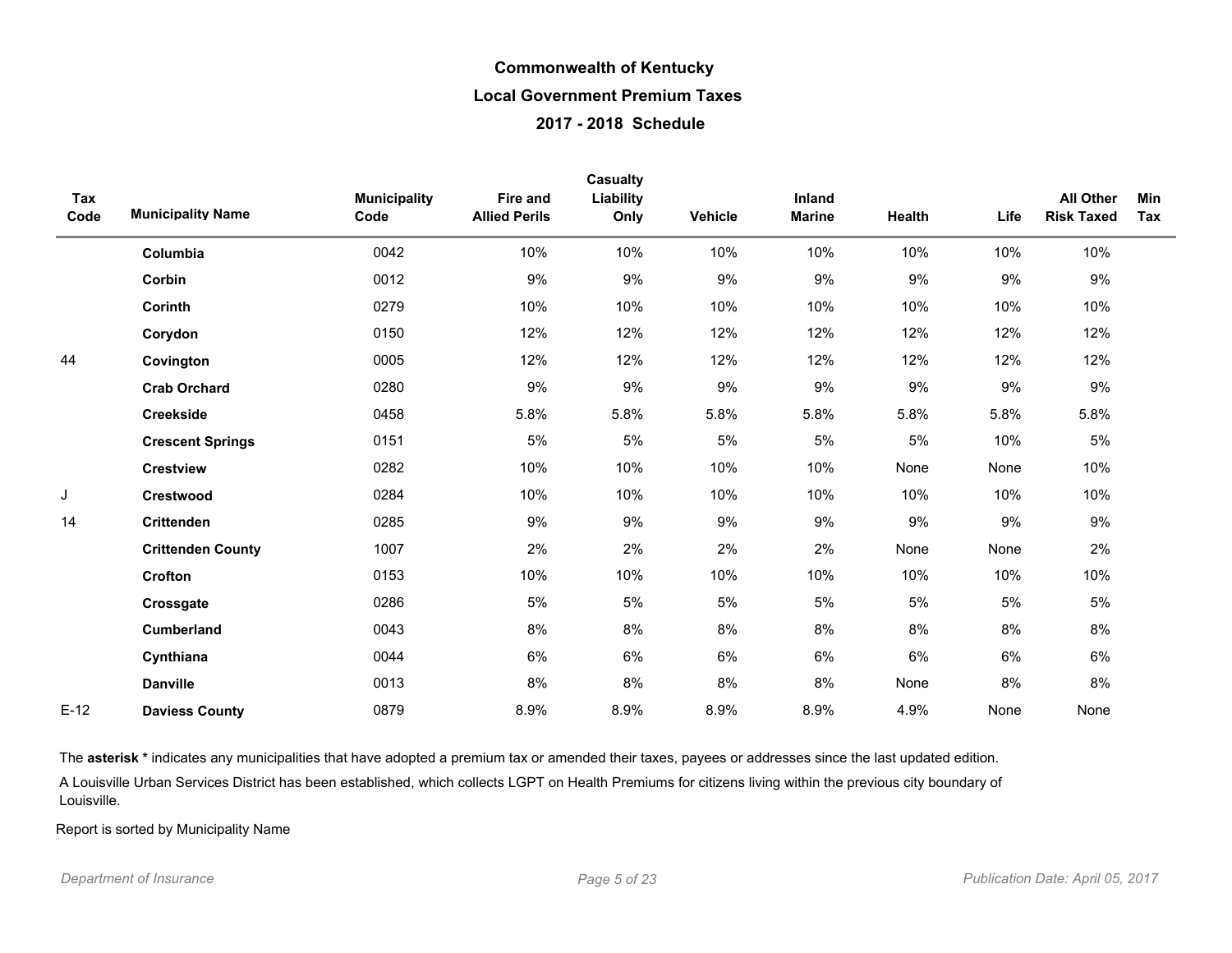# Commonwealth of Kentucky

## Local Government Premium Taxes

### 2017 - 2018 Schedule

| Tax Code | Municipality Name | Municipality Code | Fire and Allied Perils | Casualty Liability Only | Vehicle | Inland Marine | Health | Life | All Other Risk Taxed | Min Tax |
|---|---|---|---|---|---|---|---|---|---|---|
| | **Columbia** | 0042 | 10% | 10% | 10% | 10% | 10% | 10% | 10% | |
| | **Corbin** | 0012 | 9% | 9% | 9% | 9% | 9% | 9% | 9% | |
| | **Corinth** | 0279 | 10% | 10% | 10% | 10% | 10% | 10% | 10% | |
| | **Corydon** | 0150 | 12% | 12% | 12% | 12% | 12% | 12% | 12% | |
| 44 | **Covington** | 0005 | 12% | 12% | 12% | 12% | 12% | 12% | 12% | |
| | **Crab Orchard** | 0280 | 9% | 9% | 9% | 9% | 9% | 9% | 9% | |
| | **Creekside** | 0458 | 5.8% | 5.8% | 5.8% | 5.8% | 5.8% | 5.8% | 5.8% | |
| | **Crescent Springs** | 0151 | 5% | 5% | 5% | 5% | 5% | 10% | 5% | |
| | **Crestview** | 0282 | 10% | 10% | 10% | 10% | None | None | 10% | |
| J | **Crestwood** | 0284 | 10% | 10% | 10% | 10% | 10% | 10% | 10% | |
| 14 | **Crittenden** | 0285 | 9% | 9% | 9% | 9% | 9% | 9% | 9% | |
| | **Crittenden County** | 1007 | 2% | 2% | 2% | 2% | None | None | 2% | |
| | **Crofton** | 0153 | 10% | 10% | 10% | 10% | 10% | 10% | 10% | |
| | **Crossgate** | 0286 | 5% | 5% | 5% | 5% | 5% | 5% | 5% | |
| | **Cumberland** | 0043 | 8% | 8% | 8% | 8% | 8% | 8% | 8% | |
| | **Cynthiana** | 0044 | 6% | 6% | 6% | 6% | 6% | 6% | 6% | |
| | **Danville** | 0013 | 8% | 8% | 8% | 8% | None | 8% | 8% | |
| E-12 | **Daviess County** | 0879 | 8.9% | 8.9% | 8.9% | 8.9% | 4.9% | None | None | |

The **asterisk *** indicates any municipalities that have adopted a premium tax or amended their taxes, payees or addresses since the last updated edition.

A Louisville Urban Services District has been established, which collects LGPT on Health Premiums for citizens living within the previous city boundary of Louisville.

Report is sorted by Municipality Name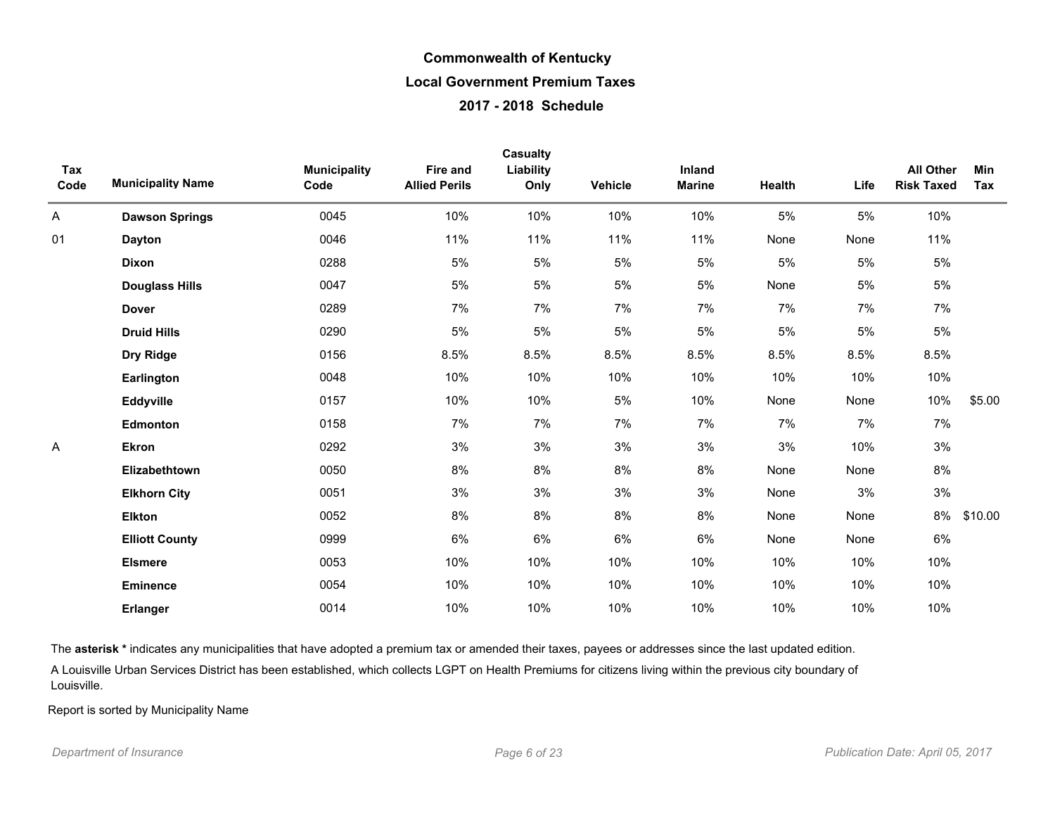# Commonwealth of Kentucky
## Local Government Premium Taxes
### 2017 - 2018 Schedule

| Tax Code | Municipality Name | Municipality Code | Fire and Allied Perils | Casualty Liability Only | Vehicle | Inland Marine | Health | Life | All Other Risk Taxed | Min Tax |
|---|---|---|---|---|---|---|---|---|---|---|
| A | **Dawson Springs** | 0045 | 10% | 10% | 10% | 10% | 5% | 5% | 10% | |
| 01 | **Dayton** | 0046 | 11% | 11% | 11% | 11% | None | None | 11% | |
| | **Dixon** | 0288 | 5% | 5% | 5% | 5% | 5% | 5% | 5% | |
| | **Douglass Hills** | 0047 | 5% | 5% | 5% | 5% | None | 5% | 5% | |
| | **Dover** | 0289 | 7% | 7% | 7% | 7% | 7% | 7% | 7% | |
| | **Druid Hills** | 0290 | 5% | 5% | 5% | 5% | 5% | 5% | 5% | |
| | **Dry Ridge** | 0156 | 8.5% | 8.5% | 8.5% | 8.5% | 8.5% | 8.5% | 8.5% | |
| | **Earlington** | 0048 | 10% | 10% | 10% | 10% | 10% | 10% | 10% | |
| | **Eddyville** | 0157 | 10% | 10% | 5% | 10% | None | None | 10% | $5.00 |
| | **Edmonton** | 0158 | 7% | 7% | 7% | 7% | 7% | 7% | 7% | |
| A | **Ekron** | 0292 | 3% | 3% | 3% | 3% | 3% | 10% | 3% | |
| | **Elizabethtown** | 0050 | 8% | 8% | 8% | 8% | None | None | 8% | |
| | **Elkhorn City** | 0051 | 3% | 3% | 3% | 3% | None | 3% | 3% | |
| | **Elkton** | 0052 | 8% | 8% | 8% | 8% | None | None | 8% | $10.00 |
| | **Elliott County** | 0999 | 6% | 6% | 6% | 6% | None | None | 6% | |
| | **Elsmere** | 0053 | 10% | 10% | 10% | 10% | 10% | 10% | 10% | |
| | **Eminence** | 0054 | 10% | 10% | 10% | 10% | 10% | 10% | 10% | |
| | **Erlanger** | 0014 | 10% | 10% | 10% | 10% | 10% | 10% | 10% | |

The **asterisk *** indicates any municipalities that have adopted a premium tax or amended their taxes, payees or addresses since the last updated edition.

A Louisville Urban Services District has been established, which collects LGPT on Health Premiums for citizens living within the previous city boundary of Louisville.

Report is sorted by Municipality Name

*Department of Insurance* *Publication Date: April 05, 2017*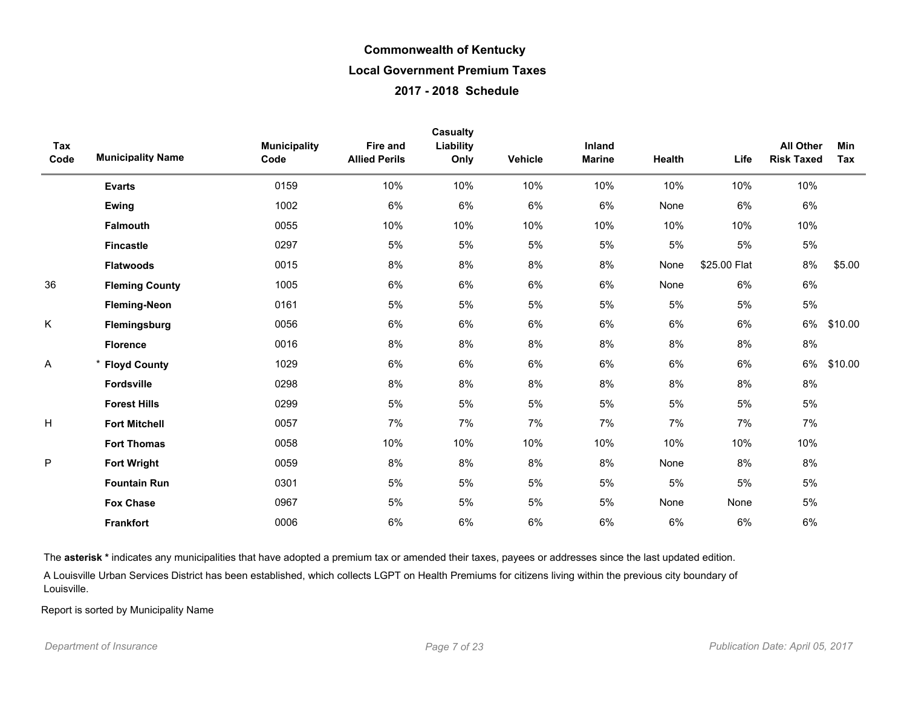# Commonwealth of Kentucky

## Local Government Premium Taxes

### 2017 - 2018 Schedule

| Tax Code | Municipality Name | Municipality Code | Fire and Allied Perils | Casualty Liability Only | Vehicle | Inland Marine | Health | Life | All Other Risk Taxed | Min Tax |
|---|---|---|---|---|---|---|---|---|---|---|
| | **Evarts** | 0159 | 10% | 10% | 10% | 10% | 10% | 10% | 10% | |
| | **Ewing** | 1002 | 6% | 6% | 6% | 6% | None | 6% | 6% | |
| | **Falmouth** | 0055 | 10% | 10% | 10% | 10% | 10% | 10% | 10% | |
| | **Fincastle** | 0297 | 5% | 5% | 5% | 5% | 5% | 5% | 5% | |
| | **Flatwoods** | 0015 | 8% | 8% | 8% | 8% | None | $25.00 Flat | 8% | $5.00 |
| 36 | **Fleming County** | 1005 | 6% | 6% | 6% | 6% | None | 6% | 6% | |
| | **Fleming-Neon** | 0161 | 5% | 5% | 5% | 5% | 5% | 5% | 5% | |
| K | **Flemingsburg** | 0056 | 6% | 6% | 6% | 6% | 6% | 6% | 6% | $10.00 |
| | **Florence** | 0016 | 8% | 8% | 8% | 8% | 8% | 8% | 8% | |
| A | * **Floyd County** | 1029 | 6% | 6% | 6% | 6% | 6% | 6% | 6% | $10.00 |
| | **Fordsville** | 0298 | 8% | 8% | 8% | 8% | 8% | 8% | 8% | |
| | **Forest Hills** | 0299 | 5% | 5% | 5% | 5% | 5% | 5% | 5% | |
| H | **Fort Mitchell** | 0057 | 7% | 7% | 7% | 7% | 7% | 7% | 7% | |
| | **Fort Thomas** | 0058 | 10% | 10% | 10% | 10% | 10% | 10% | 10% | |
| P | **Fort Wright** | 0059 | 8% | 8% | 8% | 8% | None | 8% | 8% | |
| | **Fountain Run** | 0301 | 5% | 5% | 5% | 5% | 5% | 5% | 5% | |
| | **Fox Chase** | 0967 | 5% | 5% | 5% | 5% | None | None | 5% | |
| | **Frankfort** | 0006 | 6% | 6% | 6% | 6% | 6% | 6% | 6% | |

The **asterisk \*** indicates any municipalities that have adopted a premium tax or amended their taxes, payees or addresses since the last updated edition.

A Louisville Urban Services District has been established, which collects LGPT on Health Premiums for citizens living within the previous city boundary of Louisville.

Report is sorted by Municipality Name

*Department of Insurance* *Publication Date: April 05, 2017*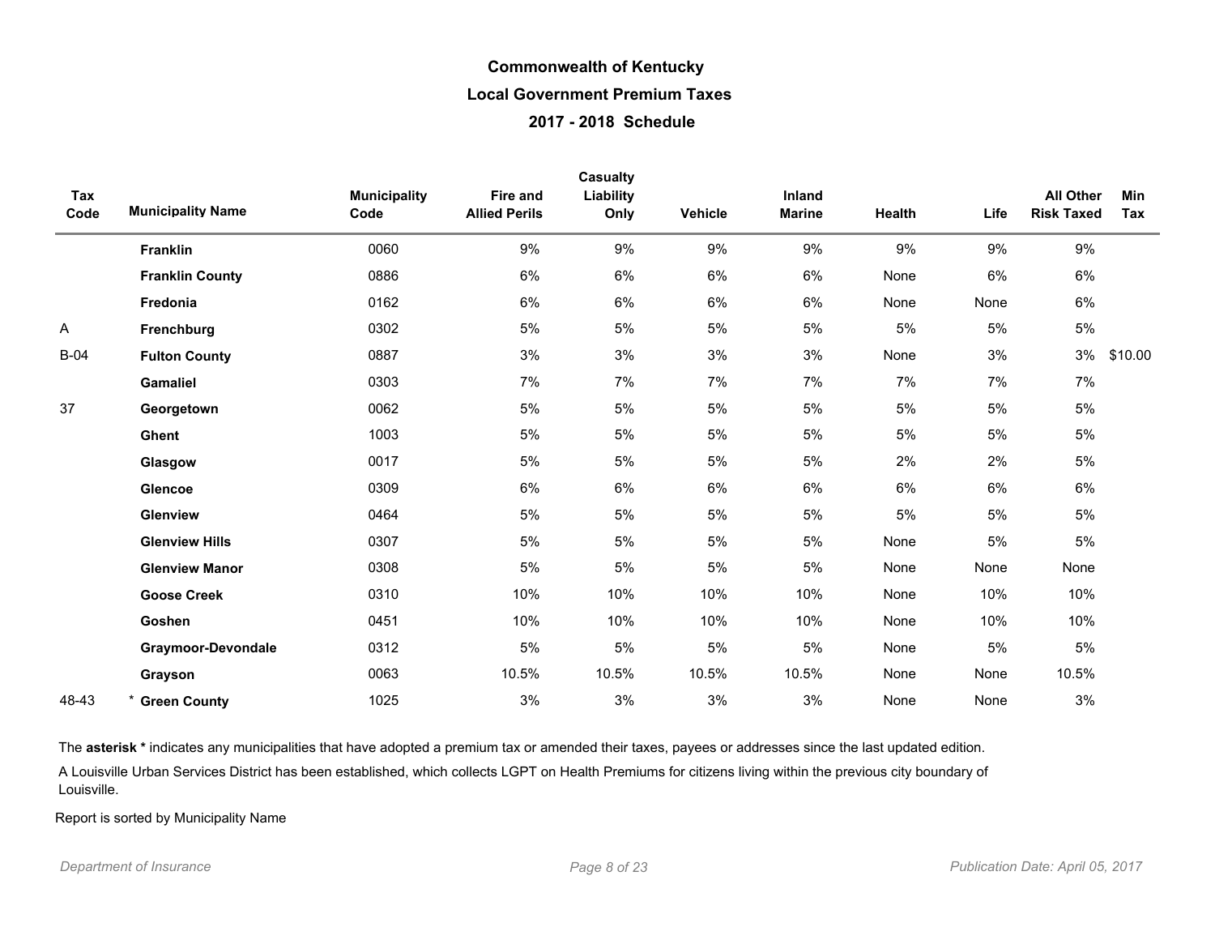# Commonwealth of Kentucky

## Local Government Premium Taxes

### 2017 - 2018 Schedule

| Tax Code | Municipality Name | Municipality Code | Fire and Allied Perils | Casualty Liability Only | Vehicle | Inland Marine | Health | Life | All Other Risk Taxed | Min Tax |
|---|---|---|---|---|---|---|---|---|---|---|
| | **Franklin** | 0060 | 9% | 9% | 9% | 9% | 9% | 9% | 9% | |
| | **Franklin County** | 0886 | 6% | 6% | 6% | 6% | None | 6% | 6% | |
| | **Fredonia** | 0162 | 6% | 6% | 6% | 6% | None | None | 6% | |
| A | **Frenchburg** | 0302 | 5% | 5% | 5% | 5% | 5% | 5% | 5% | |
| B-04 | **Fulton County** | 0887 | 3% | 3% | 3% | 3% | None | 3% | 3% | $10.00 |
| | **Gamaliel** | 0303 | 7% | 7% | 7% | 7% | 7% | 7% | 7% | |
| 37 | **Georgetown** | 0062 | 5% | 5% | 5% | 5% | 5% | 5% | 5% | |
| | **Ghent** | 1003 | 5% | 5% | 5% | 5% | 5% | 5% | 5% | |
| | **Glasgow** | 0017 | 5% | 5% | 5% | 5% | 2% | 2% | 5% | |
| | **Glencoe** | 0309 | 6% | 6% | 6% | 6% | 6% | 6% | 6% | |
| | **Glenview** | 0464 | 5% | 5% | 5% | 5% | 5% | 5% | 5% | |
| | **Glenview Hills** | 0307 | 5% | 5% | 5% | 5% | None | 5% | 5% | |
| | **Glenview Manor** | 0308 | 5% | 5% | 5% | 5% | None | None | None | |
| | **Goose Creek** | 0310 | 10% | 10% | 10% | 10% | None | 10% | 10% | |
| | **Goshen** | 0451 | 10% | 10% | 10% | 10% | None | 10% | 10% | |
| | **Graymoor-Devondale** | 0312 | 5% | 5% | 5% | 5% | None | 5% | 5% | |
| | **Grayson** | 0063 | 10.5% | 10.5% | 10.5% | 10.5% | None | None | 10.5% | |
| 48-43 | * **Green County** | 1025 | 3% | 3% | 3% | 3% | None | None | 3% | |

The **asterisk *** indicates any municipalities that have adopted a premium tax or amended their taxes, payees or addresses since the last updated edition.

A Louisville Urban Services District has been established, which collects LGPT on Health Premiums for citizens living within the previous city boundary of Louisville.

Report is sorted by Municipality Name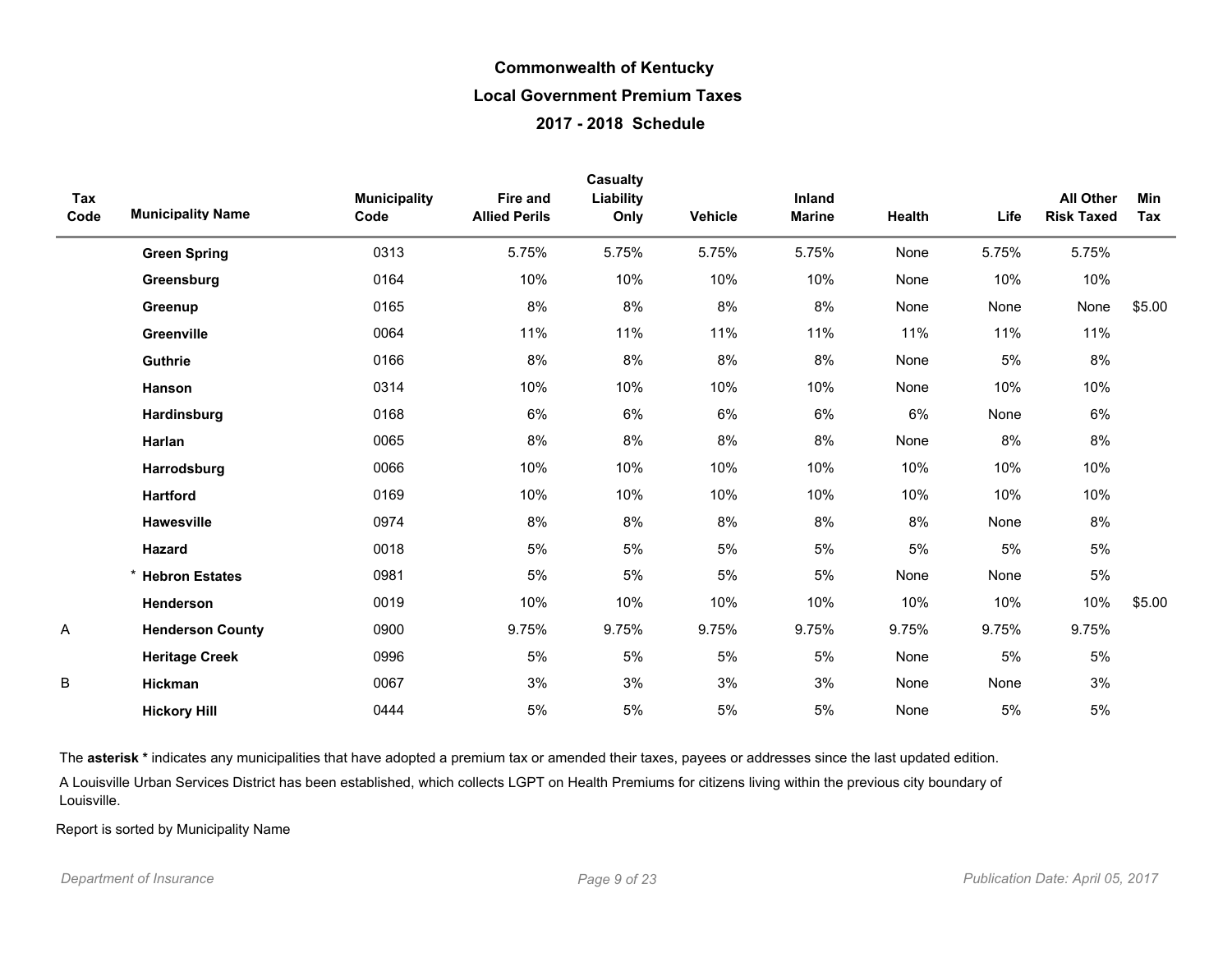# Commonwealth of Kentucky

## Local Government Premium Taxes

### 2017 - 2018 Schedule

| Tax Code | Municipality Name | Municipality Code | Fire and Allied Perils | Casualty Liability Only | Vehicle | Inland Marine | Health | Life | All Other Risk Taxed | Min Tax |
|---|---|---|---|---|---|---|---|---|---|---|
| | **Green Spring** | 0313 | 5.75% | 5.75% | 5.75% | 5.75% | None | 5.75% | 5.75% | |
| | **Greensburg** | 0164 | 10% | 10% | 10% | 10% | None | 10% | 10% | |
| | **Greenup** | 0165 | 8% | 8% | 8% | 8% | None | None | None | $5.00 |
| | **Greenville** | 0064 | 11% | 11% | 11% | 11% | 11% | 11% | 11% | |
| | **Guthrie** | 0166 | 8% | 8% | 8% | 8% | None | 5% | 8% | |
| | **Hanson** | 0314 | 10% | 10% | 10% | 10% | None | 10% | 10% | |
| | **Hardinsburg** | 0168 | 6% | 6% | 6% | 6% | 6% | None | 6% | |
| | **Harlan** | 0065 | 8% | 8% | 8% | 8% | None | 8% | 8% | |
| | **Harrodsburg** | 0066 | 10% | 10% | 10% | 10% | 10% | 10% | 10% | |
| | **Hartford** | 0169 | 10% | 10% | 10% | 10% | 10% | 10% | 10% | |
| | **Hawesville** | 0974 | 8% | 8% | 8% | 8% | 8% | None | 8% | |
| | **Hazard** | 0018 | 5% | 5% | 5% | 5% | 5% | 5% | 5% | |
| | * **Hebron Estates** | 0981 | 5% | 5% | 5% | 5% | None | None | 5% | |
| | **Henderson** | 0019 | 10% | 10% | 10% | 10% | 10% | 10% | 10% | $5.00 |
| A | **Henderson County** | 0900 | 9.75% | 9.75% | 9.75% | 9.75% | 9.75% | 9.75% | 9.75% | |
| | **Heritage Creek** | 0996 | 5% | 5% | 5% | 5% | None | 5% | 5% | |
| B | **Hickman** | 0067 | 3% | 3% | 3% | 3% | None | None | 3% | |
| | **Hickory Hill** | 0444 | 5% | 5% | 5% | 5% | None | 5% | 5% | |

The **asterisk *** indicates any municipalities that have adopted a premium tax or amended their taxes, payees or addresses since the last updated edition.

A Louisville Urban Services District has been established, which collects LGPT on Health Premiums for citizens living within the previous city boundary of Louisville.

Report is sorted by Municipality Name

*Department of Insurance* *Publication Date: April 05, 2017*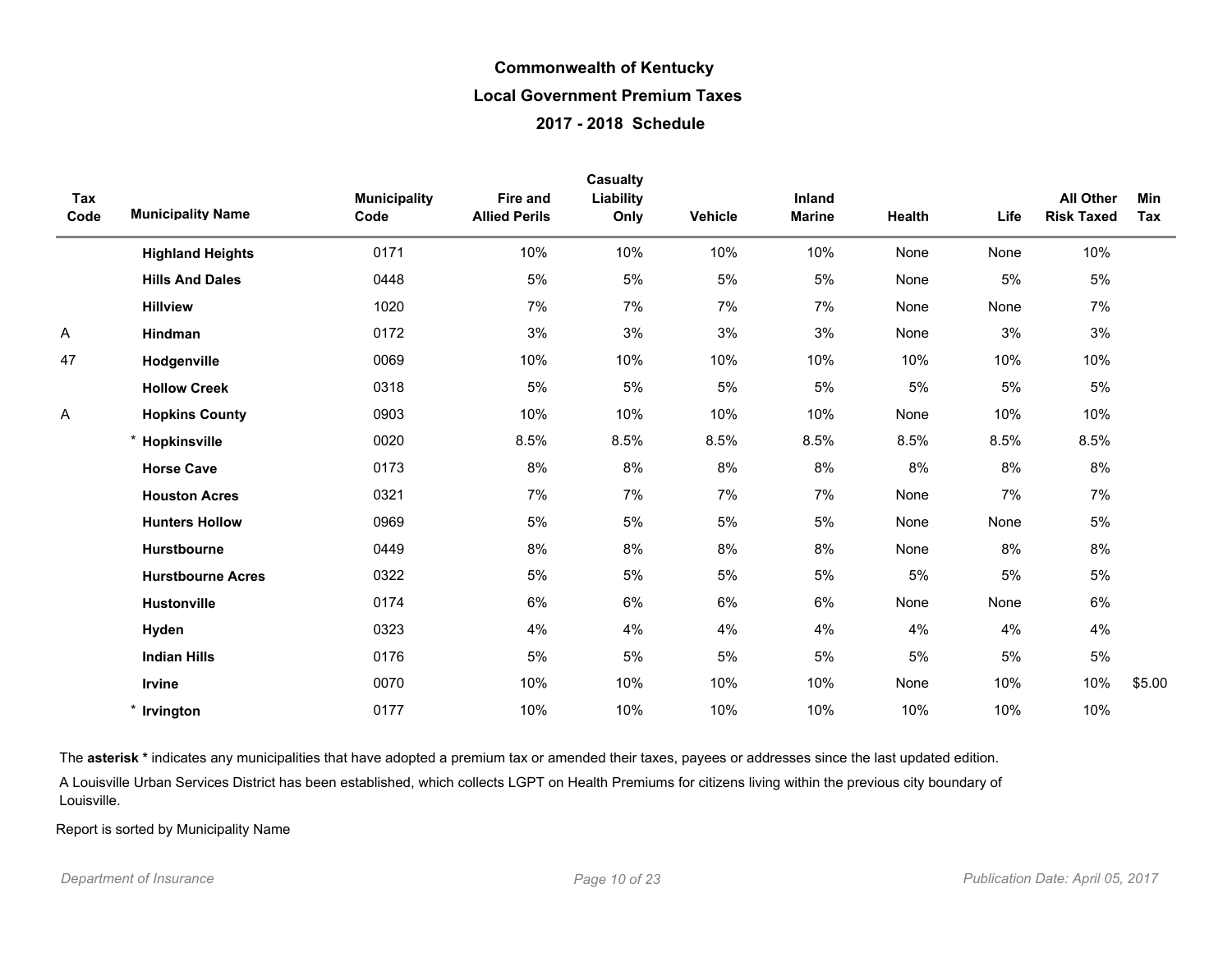# Commonwealth of Kentucky

## Local Government Premium Taxes

### 2017 - 2018 Schedule

| Tax Code | Municipality Name | Municipality Code | Fire and Allied Perils | Casualty Liability Only | Vehicle | Inland Marine | Health | Life | All Other Risk Taxed | Min Tax |
|---|---|---|---|---|---|---|---|---|---|---|
| | **Highland Heights** | 0171 | 10% | 10% | 10% | 10% | None | None | 10% | |
| | **Hills And Dales** | 0448 | 5% | 5% | 5% | 5% | None | 5% | 5% | |
| | **Hillview** | 1020 | 7% | 7% | 7% | 7% | None | None | 7% | |
| A | **Hindman** | 0172 | 3% | 3% | 3% | 3% | None | 3% | 3% | |
| 47 | **Hodgenville** | 0069 | 10% | 10% | 10% | 10% | 10% | 10% | 10% | |
| | **Hollow Creek** | 0318 | 5% | 5% | 5% | 5% | 5% | 5% | 5% | |
| A | **Hopkins County** | 0903 | 10% | 10% | 10% | 10% | None | 10% | 10% | |
| | * **Hopkinsville** | 0020 | 8.5% | 8.5% | 8.5% | 8.5% | 8.5% | 8.5% | 8.5% | |
| | **Horse Cave** | 0173 | 8% | 8% | 8% | 8% | 8% | 8% | 8% | |
| | **Houston Acres** | 0321 | 7% | 7% | 7% | 7% | None | 7% | 7% | |
| | **Hunters Hollow** | 0969 | 5% | 5% | 5% | 5% | None | None | 5% | |
| | **Hurstbourne** | 0449 | 8% | 8% | 8% | 8% | None | 8% | 8% | |
| | **Hurstbourne Acres** | 0322 | 5% | 5% | 5% | 5% | 5% | 5% | 5% | |
| | **Hustonville** | 0174 | 6% | 6% | 6% | 6% | None | None | 6% | |
| | **Hyden** | 0323 | 4% | 4% | 4% | 4% | 4% | 4% | 4% | |
| | **Indian Hills** | 0176 | 5% | 5% | 5% | 5% | 5% | 5% | 5% | |
| | **Irvine** | 0070 | 10% | 10% | 10% | 10% | None | 10% | 10% | $5.00 |
| | * **Irvington** | 0177 | 10% | 10% | 10% | 10% | 10% | 10% | 10% | |

The **asterisk *** indicates any municipalities that have adopted a premium tax or amended their taxes, payees or addresses since the last updated edition.

A Louisville Urban Services District has been established, which collects LGPT on Health Premiums for citizens living within the previous city boundary of Louisville.

Report is sorted by Municipality Name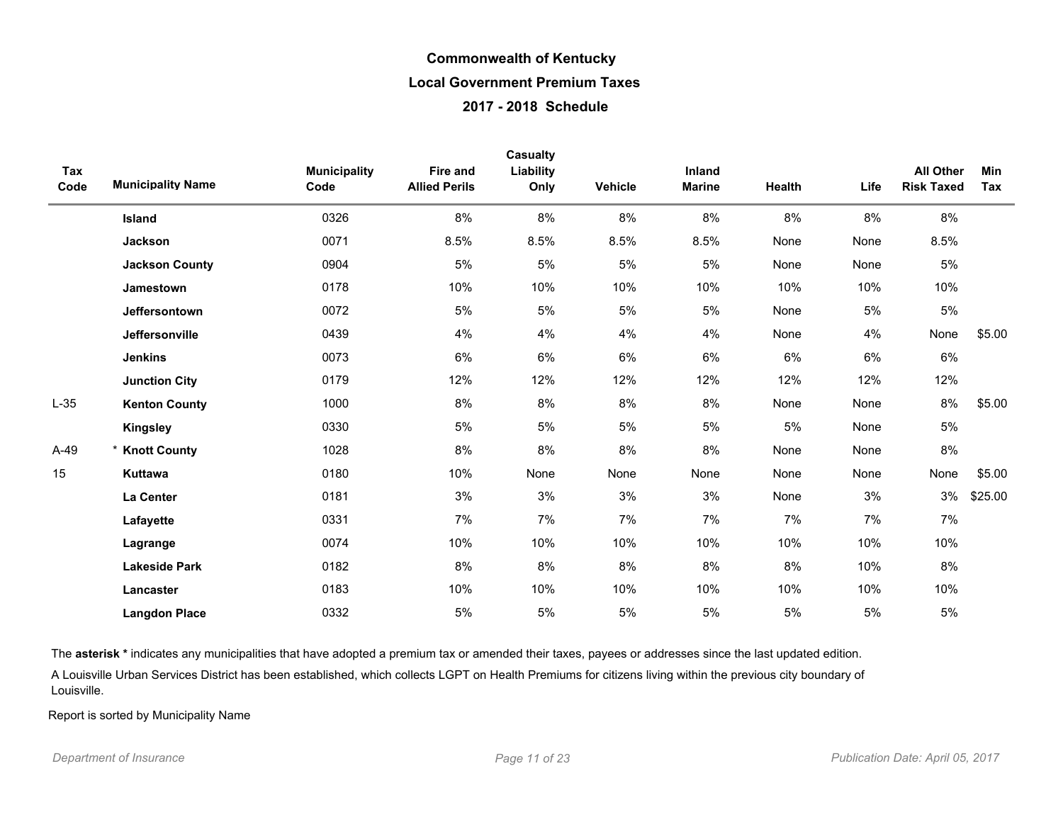# Commonwealth of Kentucky

## Local Government Premium Taxes

## 2017 - 2018 Schedule

| Tax Code | Municipality Name | Municipality Code | Fire and Allied Perils | Casualty Liability Only | Vehicle | Inland Marine | Health | Life | All Other Risk Taxed | Min Tax |
|---|---|---|---|---|---|---|---|---|---|---|
| | **Island** | 0326 | 8% | 8% | 8% | 8% | 8% | 8% | 8% | |
| | **Jackson** | 0071 | 8.5% | 8.5% | 8.5% | 8.5% | None | None | 8.5% | |
| | **Jackson County** | 0904 | 5% | 5% | 5% | 5% | None | None | 5% | |
| | **Jamestown** | 0178 | 10% | 10% | 10% | 10% | 10% | 10% | 10% | |
| | **Jeffersontown** | 0072 | 5% | 5% | 5% | 5% | None | 5% | 5% | |
| | **Jeffersonville** | 0439 | 4% | 4% | 4% | 4% | None | 4% | None | $5.00 |
| | **Jenkins** | 0073 | 6% | 6% | 6% | 6% | 6% | 6% | 6% | |
| | **Junction City** | 0179 | 12% | 12% | 12% | 12% | 12% | 12% | 12% | |
| L-35 | **Kenton County** | 1000 | 8% | 8% | 8% | 8% | None | None | 8% | $5.00 |
| | **Kingsley** | 0330 | 5% | 5% | 5% | 5% | 5% | None | 5% | |
| A-49 | * **Knott County** | 1028 | 8% | 8% | 8% | 8% | None | None | 8% | |
| 15 | **Kuttawa** | 0180 | 10% | None | None | None | None | None | None | $5.00 |
| | **La Center** | 0181 | 3% | 3% | 3% | 3% | None | 3% | 3% | $25.00 |
| | **Lafayette** | 0331 | 7% | 7% | 7% | 7% | 7% | 7% | 7% | |
| | **Lagrange** | 0074 | 10% | 10% | 10% | 10% | 10% | 10% | 10% | |
| | **Lakeside Park** | 0182 | 8% | 8% | 8% | 8% | 8% | 10% | 8% | |
| | **Lancaster** | 0183 | 10% | 10% | 10% | 10% | 10% | 10% | 10% | |
| | **Langdon Place** | 0332 | 5% | 5% | 5% | 5% | 5% | 5% | 5% | |

The **asterisk *** indicates any municipalities that have adopted a premium tax or amended their taxes, payees or addresses since the last updated edition.

A Louisville Urban Services District has been established, which collects LGPT on Health Premiums for citizens living within the previous city boundary of Louisville.

Report is sorted by Municipality Name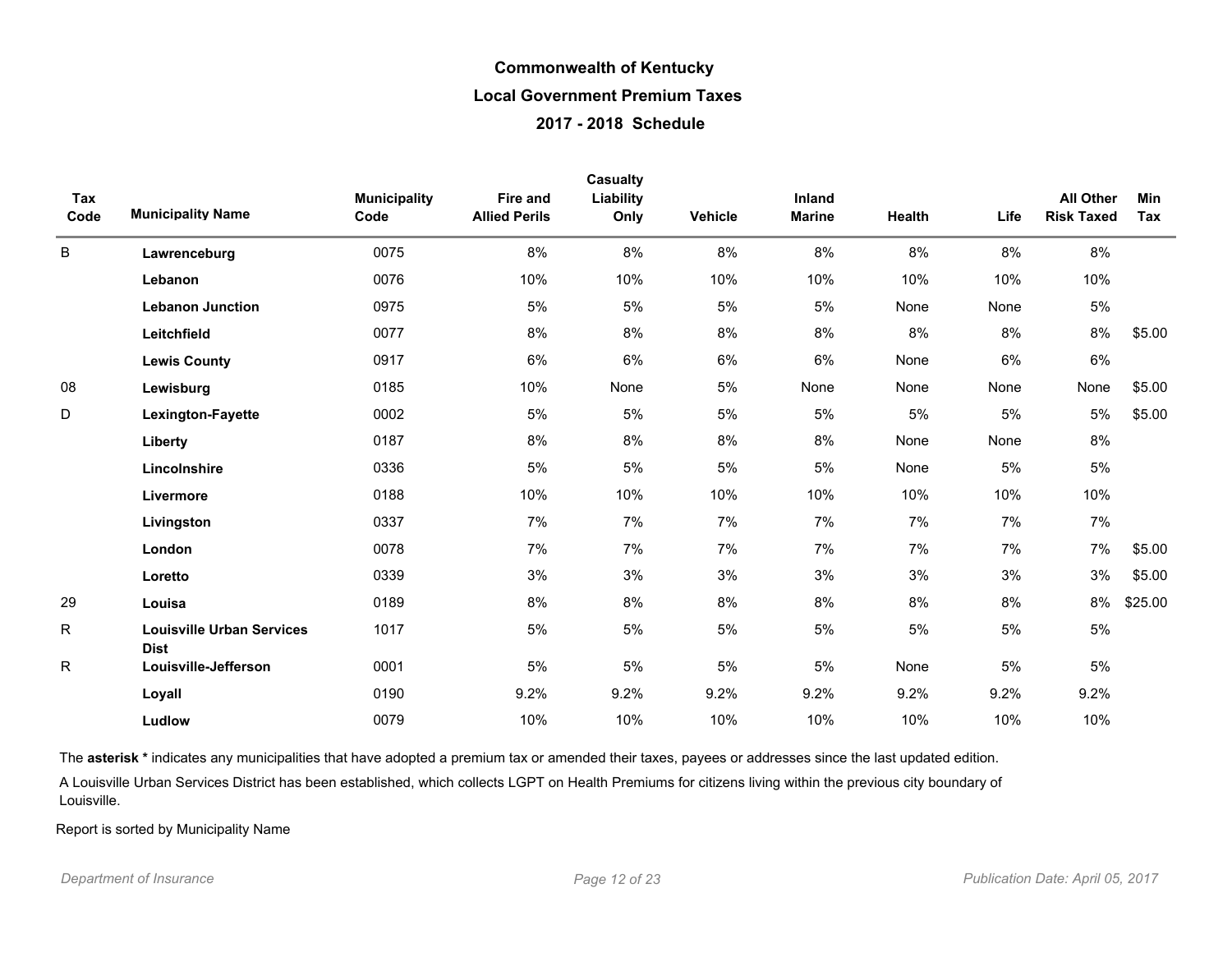# Commonwealth of Kentucky

## Local Government Premium Taxes

## 2017 - 2018 Schedule

| Tax Code | Municipality Name | Municipality Code | Fire and Allied Perils | Casualty Liability Only | Vehicle | Inland Marine | Health | Life | All Other Risk Taxed | Min Tax |
|---|---|---|---|---|---|---|---|---|---|---|
| B | **Lawrenceburg** | 0075 | 8% | 8% | 8% | 8% | 8% | 8% | 8% | |
| | **Lebanon** | 0076 | 10% | 10% | 10% | 10% | 10% | 10% | 10% | |
| | **Lebanon Junction** | 0975 | 5% | 5% | 5% | 5% | None | None | 5% | |
| | **Leitchfield** | 0077 | 8% | 8% | 8% | 8% | 8% | 8% | 8% | $5.00 |
| | **Lewis County** | 0917 | 6% | 6% | 6% | 6% | None | 6% | 6% | |
| 08 | **Lewisburg** | 0185 | 10% | None | 5% | None | None | None | None | $5.00 |
| D | **Lexington-Fayette** | 0002 | 5% | 5% | 5% | 5% | 5% | 5% | 5% | $5.00 |
| | **Liberty** | 0187 | 8% | 8% | 8% | 8% | None | None | 8% | |
| | **Lincolnshire** | 0336 | 5% | 5% | 5% | 5% | None | 5% | 5% | |
| | **Livermore** | 0188 | 10% | 10% | 10% | 10% | 10% | 10% | 10% | |
| | **Livingston** | 0337 | 7% | 7% | 7% | 7% | 7% | 7% | 7% | |
| | **London** | 0078 | 7% | 7% | 7% | 7% | 7% | 7% | 7% | $5.00 |
| | **Loretto** | 0339 | 3% | 3% | 3% | 3% | 3% | 3% | 3% | $5.00 |
| 29 | **Louisa** | 0189 | 8% | 8% | 8% | 8% | 8% | 8% | 8% | $25.00 |
| R | **Louisville Urban Services Dist** | 1017 | 5% | 5% | 5% | 5% | 5% | 5% | 5% | |
| R | **Louisville-Jefferson** | 0001 | 5% | 5% | 5% | 5% | None | 5% | 5% | |
| | **Loyall** | 0190 | 9.2% | 9.2% | 9.2% | 9.2% | 9.2% | 9.2% | 9.2% | |
| | **Ludlow** | 0079 | 10% | 10% | 10% | 10% | 10% | 10% | 10% | |

The **asterisk *** indicates any municipalities that have adopted a premium tax or amended their taxes, payees or addresses since the last updated edition.

A Louisville Urban Services District has been established, which collects LGPT on Health Premiums for citizens living within the previous city boundary of Louisville.

Report is sorted by Municipality Name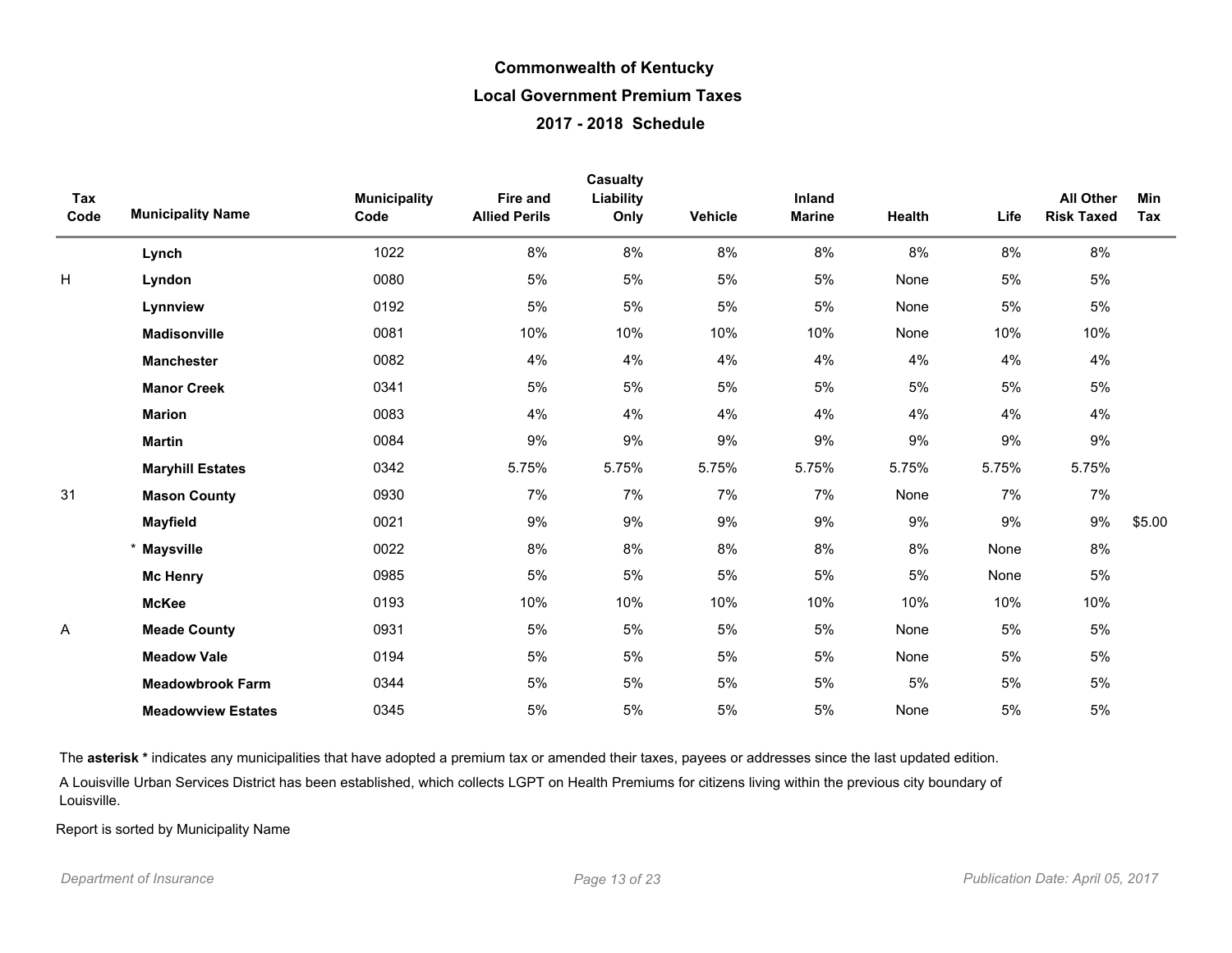# Commonwealth of Kentucky

## Local Government Premium Taxes

### 2017 - 2018 Schedule

| Tax Code | Municipality Name | Municipality Code | Fire and Allied Perils | Casualty Liability Only | Vehicle | Inland Marine | Health | Life | All Other Risk Taxed | Min Tax |
|---|---|---|---|---|---|---|---|---|---|---|
| | **Lynch** | 1022 | 8% | 8% | 8% | 8% | 8% | 8% | 8% | |
| H | **Lyndon** | 0080 | 5% | 5% | 5% | 5% | None | 5% | 5% | |
| | **Lynnview** | 0192 | 5% | 5% | 5% | 5% | None | 5% | 5% | |
| | **Madisonville** | 0081 | 10% | 10% | 10% | 10% | None | 10% | 10% | |
| | **Manchester** | 0082 | 4% | 4% | 4% | 4% | 4% | 4% | 4% | |
| | **Manor Creek** | 0341 | 5% | 5% | 5% | 5% | 5% | 5% | 5% | |
| | **Marion** | 0083 | 4% | 4% | 4% | 4% | 4% | 4% | 4% | |
| | **Martin** | 0084 | 9% | 9% | 9% | 9% | 9% | 9% | 9% | |
| | **Maryhill Estates** | 0342 | 5.75% | 5.75% | 5.75% | 5.75% | 5.75% | 5.75% | 5.75% | |
| 31 | **Mason County** | 0930 | 7% | 7% | 7% | 7% | None | 7% | 7% | |
| | **Mayfield** | 0021 | 9% | 9% | 9% | 9% | 9% | 9% | 9% | $5.00 |
| | * **Maysville** | 0022 | 8% | 8% | 8% | 8% | 8% | None | 8% | |
| | **Mc Henry** | 0985 | 5% | 5% | 5% | 5% | 5% | None | 5% | |
| | **McKee** | 0193 | 10% | 10% | 10% | 10% | 10% | 10% | 10% | |
| A | **Meade County** | 0931 | 5% | 5% | 5% | 5% | None | 5% | 5% | |
| | **Meadow Vale** | 0194 | 5% | 5% | 5% | 5% | None | 5% | 5% | |
| | **Meadowbrook Farm** | 0344 | 5% | 5% | 5% | 5% | 5% | 5% | 5% | |
| | **Meadowview Estates** | 0345 | 5% | 5% | 5% | 5% | None | 5% | 5% | |

The **asterisk *** indicates any municipalities that have adopted a premium tax or amended their taxes, payees or addresses since the last updated edition.

A Louisville Urban Services District has been established, which collects LGPT on Health Premiums for citizens living within the previous city boundary of Louisville.

Report is sorted by Municipality Name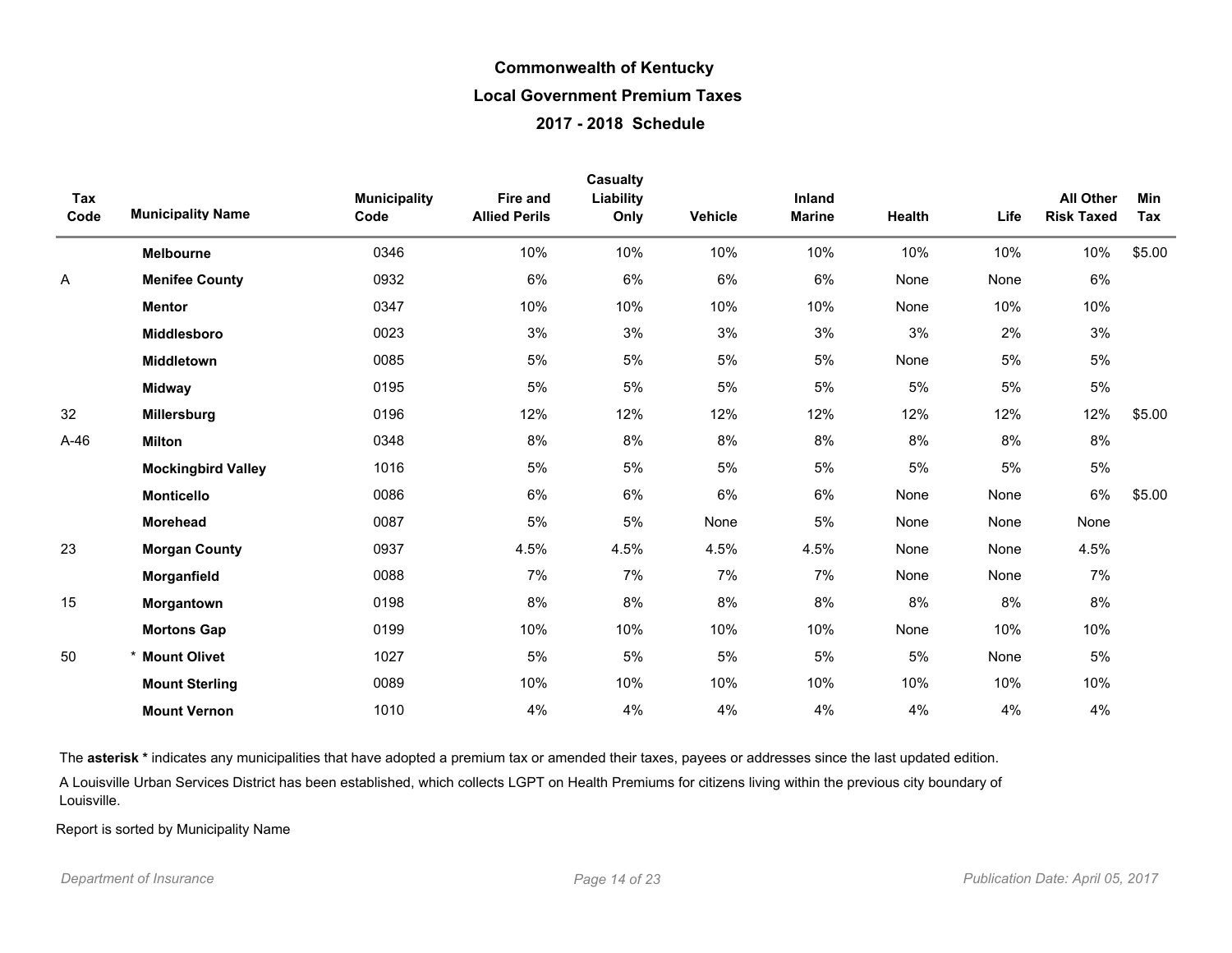# Commonwealth of Kentucky

## Local Government Premium Taxes

### 2017 - 2018 Schedule

| Tax Code | Municipality Name | Municipality Code | Fire and Allied Perils | Casualty Liability Only | Vehicle | Inland Marine | Health | Life | All Other Risk Taxed | Min Tax |
|---|---|---|---|---|---|---|---|---|---|---|
| | **Melbourne** | 0346 | 10% | 10% | 10% | 10% | 10% | 10% | 10% | $5.00 |
| A | **Menifee County** | 0932 | 6% | 6% | 6% | 6% | None | None | 6% | |
| | **Mentor** | 0347 | 10% | 10% | 10% | 10% | None | 10% | 10% | |
| | **Middlesboro** | 0023 | 3% | 3% | 3% | 3% | 3% | 2% | 3% | |
| | **Middletown** | 0085 | 5% | 5% | 5% | 5% | None | 5% | 5% | |
| | **Midway** | 0195 | 5% | 5% | 5% | 5% | 5% | 5% | 5% | |
| 32 | **Millersburg** | 0196 | 12% | 12% | 12% | 12% | 12% | 12% | 12% | $5.00 |
| A-46 | **Milton** | 0348 | 8% | 8% | 8% | 8% | 8% | 8% | 8% | |
| | **Mockingbird Valley** | 1016 | 5% | 5% | 5% | 5% | 5% | 5% | 5% | |
| | **Monticello** | 0086 | 6% | 6% | 6% | 6% | None | None | 6% | $5.00 |
| | **Morehead** | 0087 | 5% | 5% | None | 5% | None | None | None | |
| 23 | **Morgan County** | 0937 | 4.5% | 4.5% | 4.5% | 4.5% | None | None | 4.5% | |
| | **Morganfield** | 0088 | 7% | 7% | 7% | 7% | None | None | 7% | |
| 15 | **Morgantown** | 0198 | 8% | 8% | 8% | 8% | 8% | 8% | 8% | |
| | **Mortons Gap** | 0199 | 10% | 10% | 10% | 10% | None | 10% | 10% | |
| 50 | * **Mount Olivet** | 1027 | 5% | 5% | 5% | 5% | 5% | None | 5% | |
| | **Mount Sterling** | 0089 | 10% | 10% | 10% | 10% | 10% | 10% | 10% | |
| | **Mount Vernon** | 1010 | 4% | 4% | 4% | 4% | 4% | 4% | 4% | |

The **asterisk *** indicates any municipalities that have adopted a premium tax or amended their taxes, payees or addresses since the last updated edition.

A Louisville Urban Services District has been established, which collects LGPT on Health Premiums for citizens living within the previous city boundary of Louisville.

Report is sorted by Municipality Name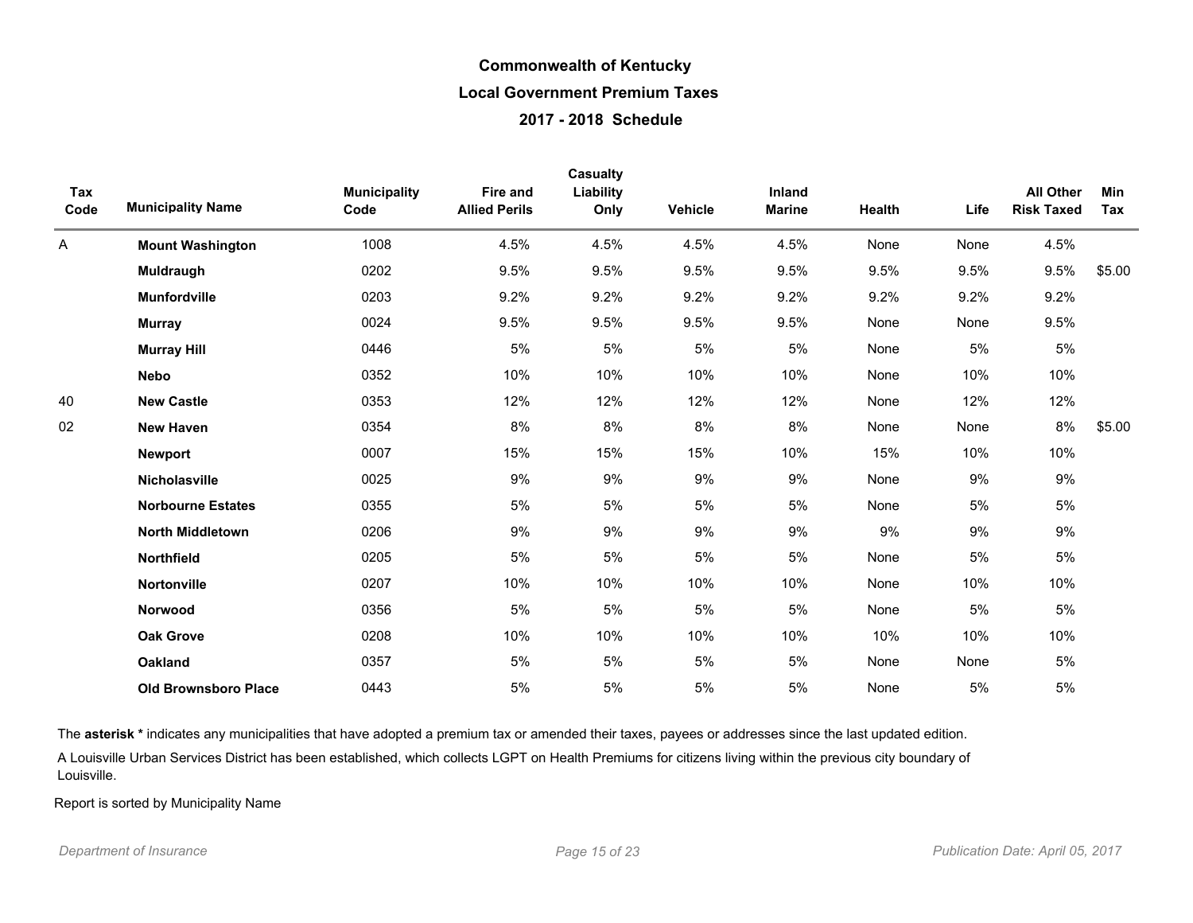# Commonwealth of Kentucky

## Local Government Premium Taxes

## 2017 - 2018 Schedule

| Tax Code | Municipality Name | Municipality Code | Fire and Allied Perils | Casualty Liability Only | Vehicle | Inland Marine | Health | Life | All Other Risk Taxed | Min Tax |
|---|---|---|---|---|---|---|---|---|---|---|
| A | **Mount Washington** | 1008 | 4.5% | 4.5% | 4.5% | 4.5% | None | None | 4.5% | |
| | **Muldraugh** | 0202 | 9.5% | 9.5% | 9.5% | 9.5% | 9.5% | 9.5% | 9.5% | $5.00 |
| | **Munfordville** | 0203 | 9.2% | 9.2% | 9.2% | 9.2% | 9.2% | 9.2% | 9.2% | |
| | **Murray** | 0024 | 9.5% | 9.5% | 9.5% | 9.5% | None | None | 9.5% | |
| | **Murray Hill** | 0446 | 5% | 5% | 5% | 5% | None | 5% | 5% | |
| | **Nebo** | 0352 | 10% | 10% | 10% | 10% | None | 10% | 10% | |
| 40 | **New Castle** | 0353 | 12% | 12% | 12% | 12% | None | 12% | 12% | |
| 02 | **New Haven** | 0354 | 8% | 8% | 8% | 8% | None | None | 8% | $5.00 |
| | **Newport** | 0007 | 15% | 15% | 15% | 10% | 15% | 10% | 10% | |
| | **Nicholasville** | 0025 | 9% | 9% | 9% | 9% | None | 9% | 9% | |
| | **Norbourne Estates** | 0355 | 5% | 5% | 5% | 5% | None | 5% | 5% | |
| | **North Middletown** | 0206 | 9% | 9% | 9% | 9% | 9% | 9% | 9% | |
| | **Northfield** | 0205 | 5% | 5% | 5% | 5% | None | 5% | 5% | |
| | **Nortonville** | 0207 | 10% | 10% | 10% | 10% | None | 10% | 10% | |
| | **Norwood** | 0356 | 5% | 5% | 5% | 5% | None | 5% | 5% | |
| | **Oak Grove** | 0208 | 10% | 10% | 10% | 10% | 10% | 10% | 10% | |
| | **Oakland** | 0357 | 5% | 5% | 5% | 5% | None | None | 5% | |
| | **Old Brownsboro Place** | 0443 | 5% | 5% | 5% | 5% | None | 5% | 5% | |

The **asterisk *** indicates any municipalities that have adopted a premium tax or amended their taxes, payees or addresses since the last updated edition.

A Louisville Urban Services District has been established, which collects LGPT on Health Premiums for citizens living within the previous city boundary of Louisville.

Report is sorted by Municipality Name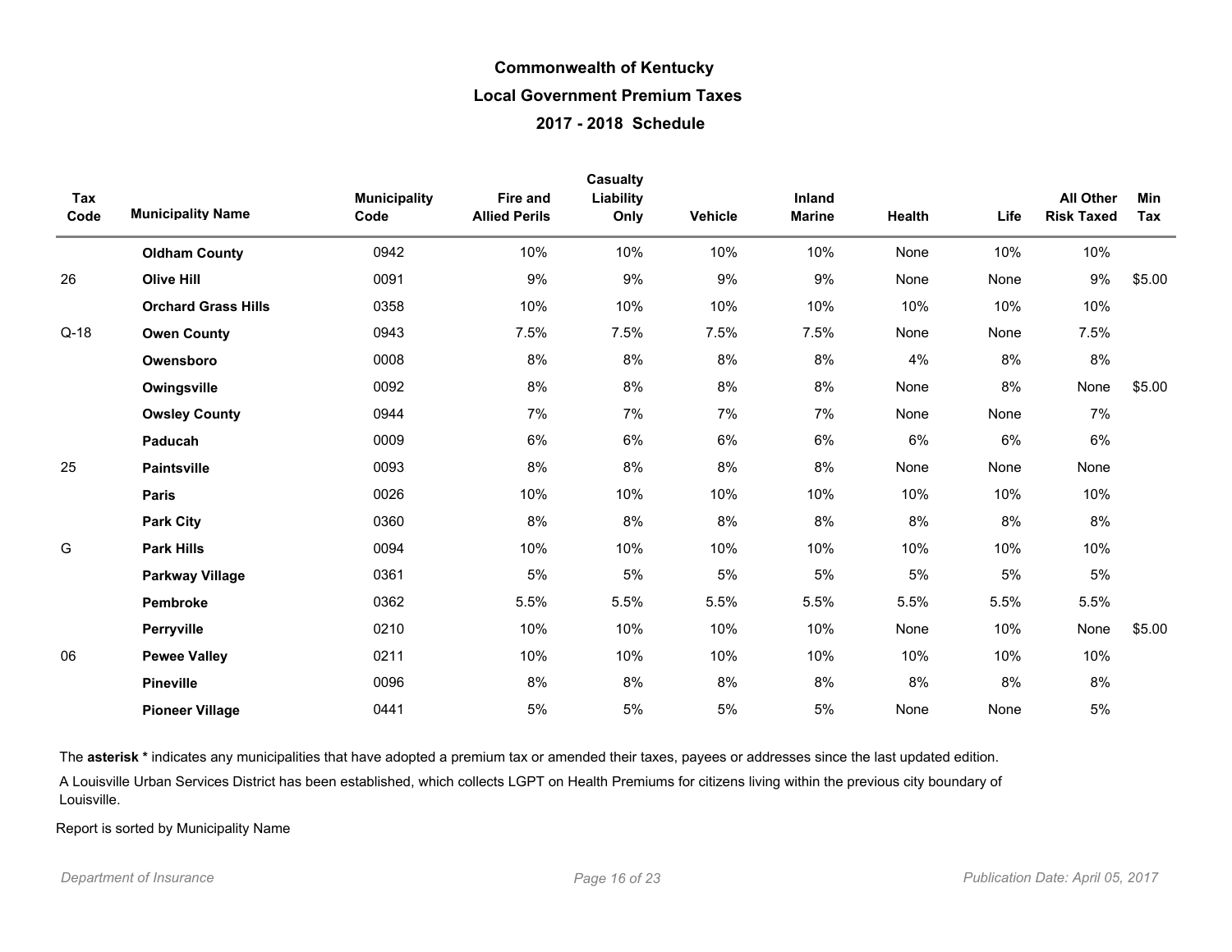# Commonwealth of Kentucky

## Local Government Premium Taxes

### 2017 - 2018 Schedule

| Tax Code | Municipality Name | Municipality Code | Fire and Allied Perils | Casualty Liability Only | Vehicle | Inland Marine | Health | Life | All Other Risk Taxed | Min Tax |
|---|---|---|---|---|---|---|---|---|---|---|
| | **Oldham County** | 0942 | 10% | 10% | 10% | 10% | None | 10% | 10% | |
| 26 | **Olive Hill** | 0091 | 9% | 9% | 9% | 9% | None | None | 9% | $5.00 |
| | **Orchard Grass Hills** | 0358 | 10% | 10% | 10% | 10% | 10% | 10% | 10% | |
| Q-18 | **Owen County** | 0943 | 7.5% | 7.5% | 7.5% | 7.5% | None | None | 7.5% | |
| | **Owensboro** | 0008 | 8% | 8% | 8% | 8% | 4% | 8% | 8% | |
| | **Owingsville** | 0092 | 8% | 8% | 8% | 8% | None | 8% | None | $5.00 |
| | **Owsley County** | 0944 | 7% | 7% | 7% | 7% | None | None | 7% | |
| | **Paducah** | 0009 | 6% | 6% | 6% | 6% | 6% | 6% | 6% | |
| 25 | **Paintsville** | 0093 | 8% | 8% | 8% | 8% | None | None | None | |
| | **Paris** | 0026 | 10% | 10% | 10% | 10% | 10% | 10% | 10% | |
| | **Park City** | 0360 | 8% | 8% | 8% | 8% | 8% | 8% | 8% | |
| G | **Park Hills** | 0094 | 10% | 10% | 10% | 10% | 10% | 10% | 10% | |
| | **Parkway Village** | 0361 | 5% | 5% | 5% | 5% | 5% | 5% | 5% | |
| | **Pembroke** | 0362 | 5.5% | 5.5% | 5.5% | 5.5% | 5.5% | 5.5% | 5.5% | |
| | **Perryville** | 0210 | 10% | 10% | 10% | 10% | None | 10% | None | $5.00 |
| 06 | **Pewee Valley** | 0211 | 10% | 10% | 10% | 10% | 10% | 10% | 10% | |
| | **Pineville** | 0096 | 8% | 8% | 8% | 8% | 8% | 8% | 8% | |
| | **Pioneer Village** | 0441 | 5% | 5% | 5% | 5% | None | None | 5% | |

The **asterisk *** indicates any municipalities that have adopted a premium tax or amended their taxes, payees or addresses since the last updated edition.

A Louisville Urban Services District has been established, which collects LGPT on Health Premiums for citizens living within the previous city boundary of Louisville.

Report is sorted by Municipality Name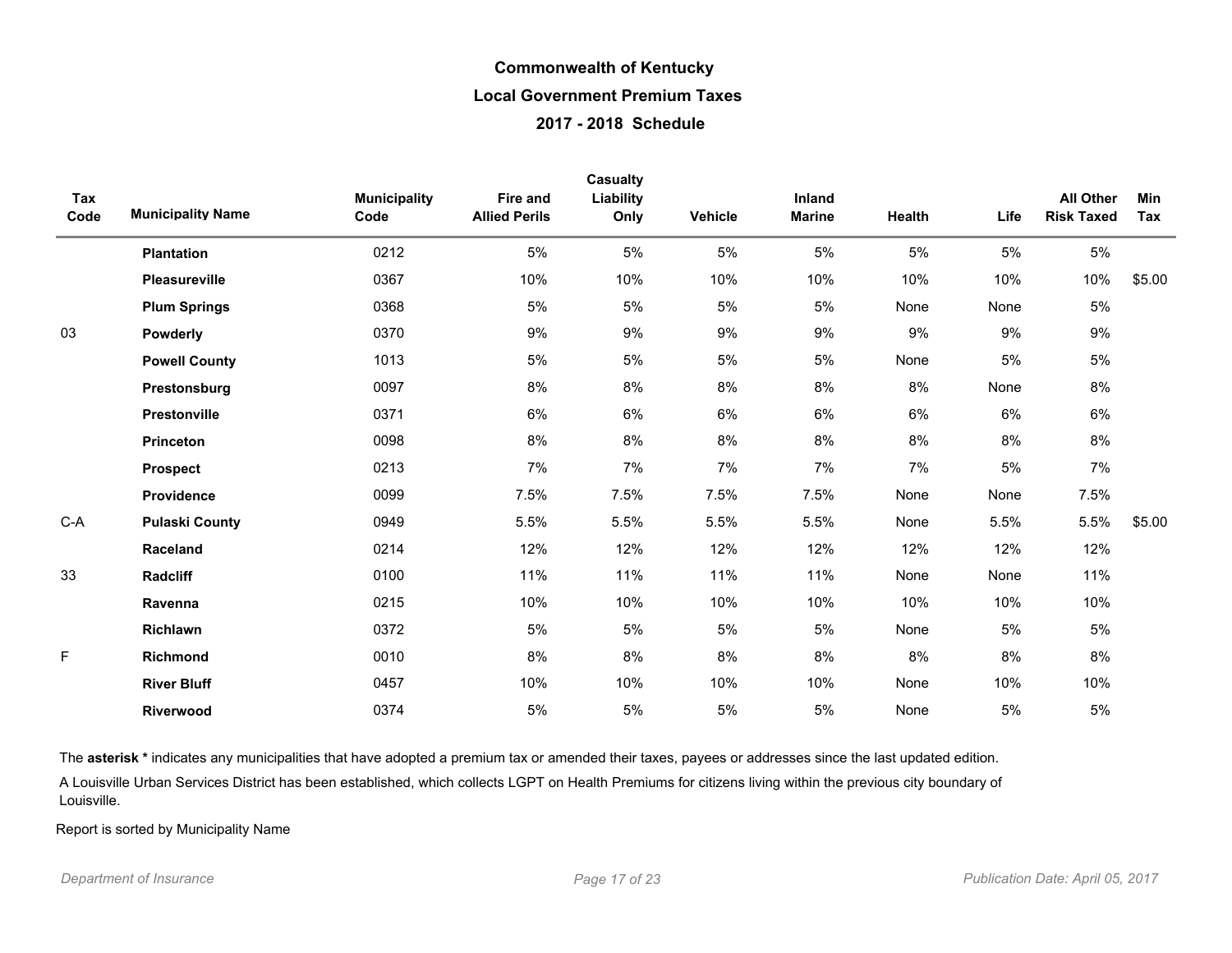# Commonwealth of Kentucky

## Local Government Premium Taxes

### 2017 - 2018 Schedule

| Tax Code | Municipality Name | Municipality Code | Fire and Allied Perils | Casualty Liability Only | Vehicle | Inland Marine | Health | Life | All Other Risk Taxed | Min Tax |
|---|---|---|---|---|---|---|---|---|---|---|
| | **Plantation** | 0212 | 5% | 5% | 5% | 5% | 5% | 5% | 5% | |
| | **Pleasureville** | 0367 | 10% | 10% | 10% | 10% | 10% | 10% | 10% | $5.00 |
| | **Plum Springs** | 0368 | 5% | 5% | 5% | 5% | None | None | 5% | |
| 03 | **Powderly** | 0370 | 9% | 9% | 9% | 9% | 9% | 9% | 9% | |
| | **Powell County** | 1013 | 5% | 5% | 5% | 5% | None | 5% | 5% | |
| | **Prestonsburg** | 0097 | 8% | 8% | 8% | 8% | 8% | None | 8% | |
| | **Prestonville** | 0371 | 6% | 6% | 6% | 6% | 6% | 6% | 6% | |
| | **Princeton** | 0098 | 8% | 8% | 8% | 8% | 8% | 8% | 8% | |
| | **Prospect** | 0213 | 7% | 7% | 7% | 7% | 7% | 5% | 7% | |
| | **Providence** | 0099 | 7.5% | 7.5% | 7.5% | 7.5% | None | None | 7.5% | |
| C-A | **Pulaski County** | 0949 | 5.5% | 5.5% | 5.5% | 5.5% | None | 5.5% | 5.5% | $5.00 |
| | **Raceland** | 0214 | 12% | 12% | 12% | 12% | 12% | 12% | 12% | |
| 33 | **Radcliff** | 0100 | 11% | 11% | 11% | 11% | None | None | 11% | |
| | **Ravenna** | 0215 | 10% | 10% | 10% | 10% | 10% | 10% | 10% | |
| | **Richlawn** | 0372 | 5% | 5% | 5% | 5% | None | 5% | 5% | |
| F | **Richmond** | 0010 | 8% | 8% | 8% | 8% | 8% | 8% | 8% | |
| | **River Bluff** | 0457 | 10% | 10% | 10% | 10% | None | 10% | 10% | |
| | **Riverwood** | 0374 | 5% | 5% | 5% | 5% | None | 5% | 5% | |

The **asterisk *** indicates any municipalities that have adopted a premium tax or amended their taxes, payees or addresses since the last updated edition.

A Louisville Urban Services District has been established, which collects LGPT on Health Premiums for citizens living within the previous city boundary of Louisville.

Report is sorted by Municipality Name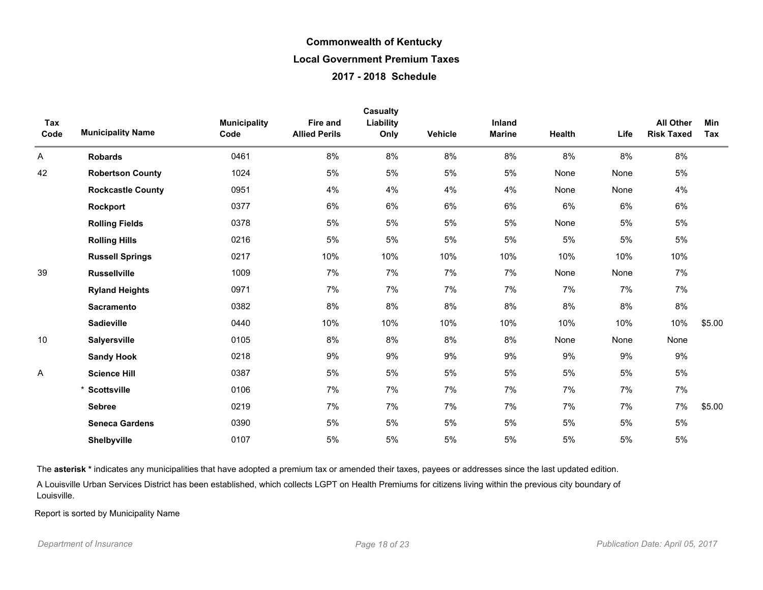# Commonwealth of Kentucky

## Local Government Premium Taxes

### 2017 - 2018 Schedule

| Tax Code | Municipality Name | Municipality Code | Fire and Allied Perils | Casualty Liability Only | Vehicle | Inland Marine | Health | Life | All Other Risk Taxed | Min Tax |
|---|---|---|---|---|---|---|---|---|---|---|
| A | **Robards** | 0461 | 8% | 8% | 8% | 8% | 8% | 8% | 8% | |
| 42 | **Robertson County** | 1024 | 5% | 5% | 5% | 5% | None | None | 5% | |
| | **Rockcastle County** | 0951 | 4% | 4% | 4% | 4% | None | None | 4% | |
| | **Rockport** | 0377 | 6% | 6% | 6% | 6% | 6% | 6% | 6% | |
| | **Rolling Fields** | 0378 | 5% | 5% | 5% | 5% | None | 5% | 5% | |
| | **Rolling Hills** | 0216 | 5% | 5% | 5% | 5% | 5% | 5% | 5% | |
| | **Russell Springs** | 0217 | 10% | 10% | 10% | 10% | 10% | 10% | 10% | |
| 39 | **Russellville** | 1009 | 7% | 7% | 7% | 7% | None | None | 7% | |
| | **Ryland Heights** | 0971 | 7% | 7% | 7% | 7% | 7% | 7% | 7% | |
| | **Sacramento** | 0382 | 8% | 8% | 8% | 8% | 8% | 8% | 8% | |
| | **Sadieville** | 0440 | 10% | 10% | 10% | 10% | 10% | 10% | 10% | $5.00 |
| 10 | **Salyersville** | 0105 | 8% | 8% | 8% | 8% | None | None | None | |
| | **Sandy Hook** | 0218 | 9% | 9% | 9% | 9% | 9% | 9% | 9% | |
| A | **Science Hill** | 0387 | 5% | 5% | 5% | 5% | 5% | 5% | 5% | |
| | * **Scottsville** | 0106 | 7% | 7% | 7% | 7% | 7% | 7% | 7% | |
| | **Sebree** | 0219 | 7% | 7% | 7% | 7% | 7% | 7% | 7% | $5.00 |
| | **Seneca Gardens** | 0390 | 5% | 5% | 5% | 5% | 5% | 5% | 5% | |
| | **Shelbyville** | 0107 | 5% | 5% | 5% | 5% | 5% | 5% | 5% | |

The **asterisk *** indicates any municipalities that have adopted a premium tax or amended their taxes, payees or addresses since the last updated edition.

A Louisville Urban Services District has been established, which collects LGPT on Health Premiums for citizens living within the previous city boundary of Louisville.

Report is sorted by Municipality Name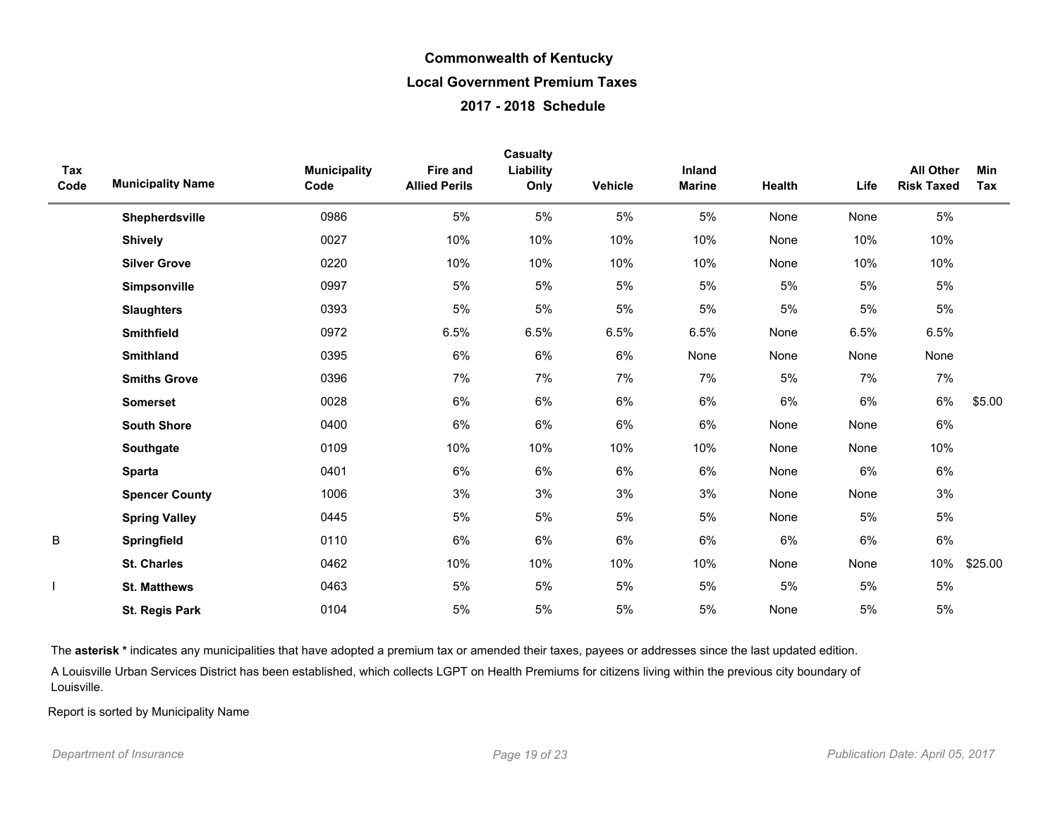# Commonwealth of Kentucky

## Local Government Premium Taxes

### 2017 - 2018 Schedule

| Tax Code | Municipality Name | Municipality Code | Fire and Allied Perils | Casualty Liability Only | Vehicle | Inland Marine | Health | Life | All Other Risk Taxed | Min Tax |
|---|---|---|---|---|---|---|---|---|---|---|
| | **Shepherdsville** | 0986 | 5% | 5% | 5% | 5% | None | None | 5% | |
| | **Shively** | 0027 | 10% | 10% | 10% | 10% | None | 10% | 10% | |
| | **Silver Grove** | 0220 | 10% | 10% | 10% | 10% | None | 10% | 10% | |
| | **Simpsonville** | 0997 | 5% | 5% | 5% | 5% | 5% | 5% | 5% | |
| | **Slaughters** | 0393 | 5% | 5% | 5% | 5% | 5% | 5% | 5% | |
| | **Smithfield** | 0972 | 6.5% | 6.5% | 6.5% | 6.5% | None | 6.5% | 6.5% | |
| | **Smithland** | 0395 | 6% | 6% | 6% | None | None | None | None | |
| | **Smiths Grove** | 0396 | 7% | 7% | 7% | 7% | 5% | 7% | 7% | |
| | **Somerset** | 0028 | 6% | 6% | 6% | 6% | 6% | 6% | 6% | $5.00 |
| | **South Shore** | 0400 | 6% | 6% | 6% | 6% | None | None | 6% | |
| | **Southgate** | 0109 | 10% | 10% | 10% | 10% | None | None | 10% | |
| | **Sparta** | 0401 | 6% | 6% | 6% | 6% | None | 6% | 6% | |
| | **Spencer County** | 1006 | 3% | 3% | 3% | 3% | None | None | 3% | |
| | **Spring Valley** | 0445 | 5% | 5% | 5% | 5% | None | 5% | 5% | |
| B | **Springfield** | 0110 | 6% | 6% | 6% | 6% | 6% | 6% | 6% | |
| | **St. Charles** | 0462 | 10% | 10% | 10% | 10% | None | None | 10% | $25.00 |
| I | **St. Matthews** | 0463 | 5% | 5% | 5% | 5% | 5% | 5% | 5% | |
| | **St. Regis Park** | 0104 | 5% | 5% | 5% | 5% | None | 5% | 5% | |

The **asterisk *** indicates any municipalities that have adopted a premium tax or amended their taxes, payees or addresses since the last updated edition.

A Louisville Urban Services District has been established, which collects LGPT on Health Premiums for citizens living within the previous city boundary of Louisville.

Report is sorted by Municipality Name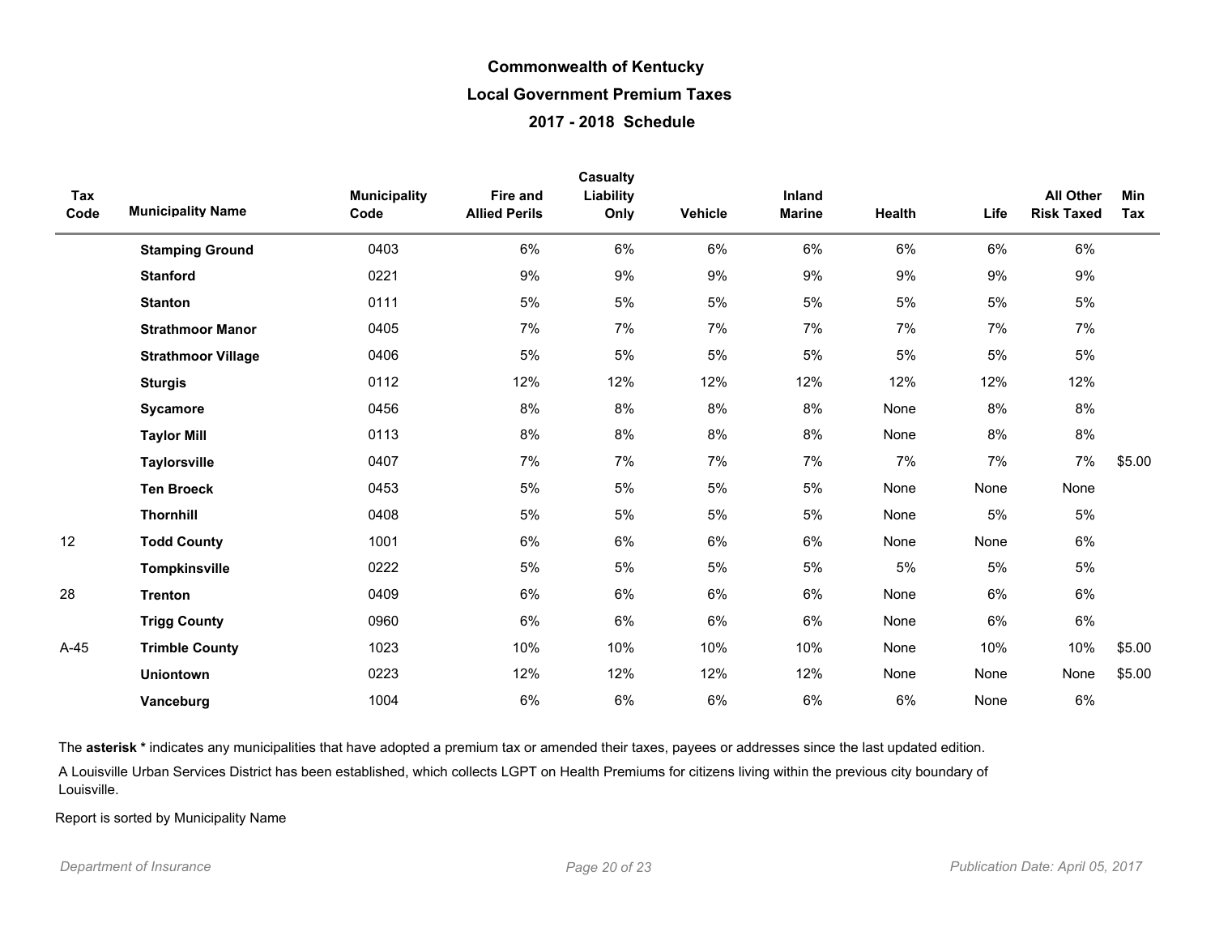# Commonwealth of Kentucky

## Local Government Premium Taxes

### 2017 - 2018 Schedule

| Tax Code | Municipality Name | Municipality Code | Fire and Allied Perils | Casualty Liability Only | Vehicle | Inland Marine | Health | Life | All Other Risk Taxed | Min Tax |
|---|---|---|---|---|---|---|---|---|---|---|
| | **Stamping Ground** | 0403 | 6% | 6% | 6% | 6% | 6% | 6% | 6% | |
| | **Stanford** | 0221 | 9% | 9% | 9% | 9% | 9% | 9% | 9% | |
| | **Stanton** | 0111 | 5% | 5% | 5% | 5% | 5% | 5% | 5% | |
| | **Strathmoor Manor** | 0405 | 7% | 7% | 7% | 7% | 7% | 7% | 7% | |
| | **Strathmoor Village** | 0406 | 5% | 5% | 5% | 5% | 5% | 5% | 5% | |
| | **Sturgis** | 0112 | 12% | 12% | 12% | 12% | 12% | 12% | 12% | |
| | **Sycamore** | 0456 | 8% | 8% | 8% | 8% | None | 8% | 8% | |
| | **Taylor Mill** | 0113 | 8% | 8% | 8% | 8% | None | 8% | 8% | |
| | **Taylorsville** | 0407 | 7% | 7% | 7% | 7% | 7% | 7% | 7% | $5.00 |
| | **Ten Broeck** | 0453 | 5% | 5% | 5% | 5% | None | None | None | |
| | **Thornhill** | 0408 | 5% | 5% | 5% | 5% | None | 5% | 5% | |
| 12 | **Todd County** | 1001 | 6% | 6% | 6% | 6% | None | None | 6% | |
| | **Tompkinsville** | 0222 | 5% | 5% | 5% | 5% | 5% | 5% | 5% | |
| 28 | **Trenton** | 0409 | 6% | 6% | 6% | 6% | None | 6% | 6% | |
| | **Trigg County** | 0960 | 6% | 6% | 6% | 6% | None | 6% | 6% | |
| A-45 | **Trimble County** | 1023 | 10% | 10% | 10% | 10% | None | 10% | 10% | $5.00 |
| | **Uniontown** | 0223 | 12% | 12% | 12% | 12% | None | None | None | $5.00 |
| | **Vanceburg** | 1004 | 6% | 6% | 6% | 6% | 6% | None | 6% | |

The **asterisk *** indicates any municipalities that have adopted a premium tax or amended their taxes, payees or addresses since the last updated edition.

A Louisville Urban Services District has been established, which collects LGPT on Health Premiums for citizens living within the previous city boundary of Louisville.

Report is sorted by Municipality Name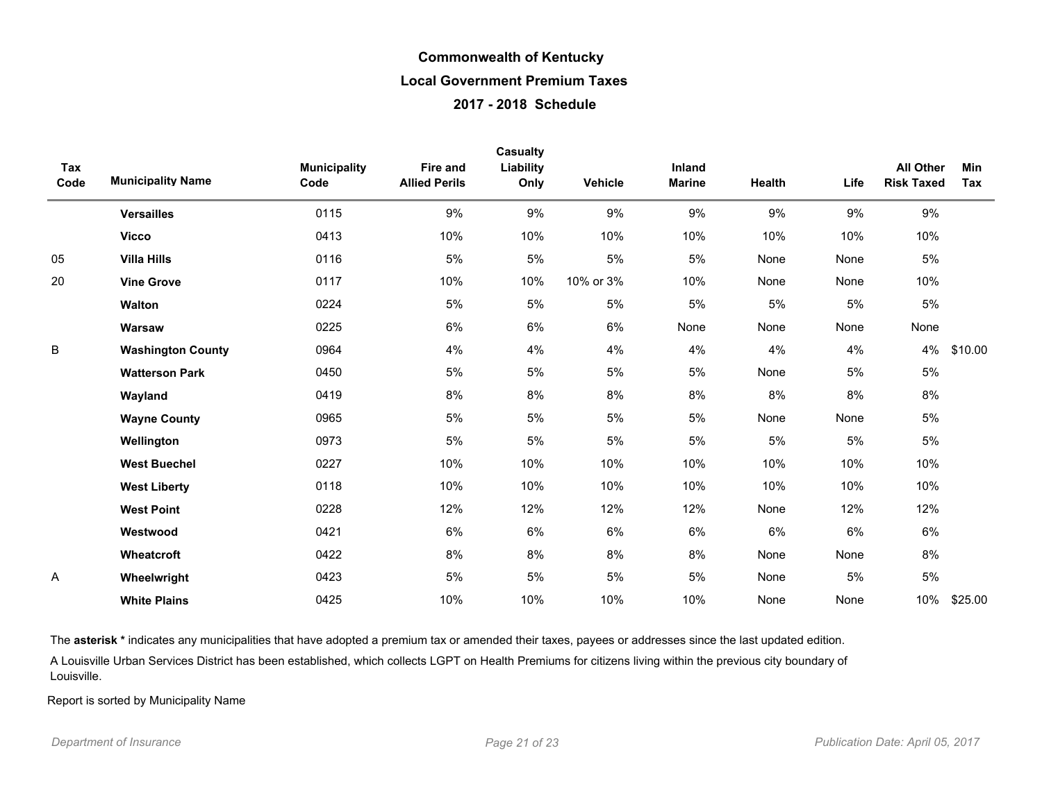# Commonwealth of Kentucky

## Local Government Premium Taxes

## 2017 - 2018 Schedule

| Tax Code | Municipality Name | Municipality Code | Fire and Allied Perils | Casualty Liability Only | Vehicle | Inland Marine | Health | Life | All Other Risk Taxed | Min Tax |
|---|---|---|---|---|---|---|---|---|---|---|
| | **Versailles** | 0115 | 9% | 9% | 9% | 9% | 9% | 9% | 9% | |
| | **Vicco** | 0413 | 10% | 10% | 10% | 10% | 10% | 10% | 10% | |
| 05 | **Villa Hills** | 0116 | 5% | 5% | 5% | 5% | None | None | 5% | |
| 20 | **Vine Grove** | 0117 | 10% | 10% | 10% or 3% | 10% | None | None | 10% | |
| | **Walton** | 0224 | 5% | 5% | 5% | 5% | 5% | 5% | 5% | |
| | **Warsaw** | 0225 | 6% | 6% | 6% | None | None | None | None | |
| B | **Washington County** | 0964 | 4% | 4% | 4% | 4% | 4% | 4% | 4% | $10.00 |
| | **Watterson Park** | 0450 | 5% | 5% | 5% | 5% | None | 5% | 5% | |
| | **Wayland** | 0419 | 8% | 8% | 8% | 8% | 8% | 8% | 8% | |
| | **Wayne County** | 0965 | 5% | 5% | 5% | 5% | None | None | 5% | |
| | **Wellington** | 0973 | 5% | 5% | 5% | 5% | 5% | 5% | 5% | |
| | **West Buechel** | 0227 | 10% | 10% | 10% | 10% | 10% | 10% | 10% | |
| | **West Liberty** | 0118 | 10% | 10% | 10% | 10% | 10% | 10% | 10% | |
| | **West Point** | 0228 | 12% | 12% | 12% | 12% | None | 12% | 12% | |
| | **Westwood** | 0421 | 6% | 6% | 6% | 6% | 6% | 6% | 6% | |
| | **Wheatcroft** | 0422 | 8% | 8% | 8% | 8% | None | None | 8% | |
| A | **Wheelwright** | 0423 | 5% | 5% | 5% | 5% | None | 5% | 5% | |
| | **White Plains** | 0425 | 10% | 10% | 10% | 10% | None | None | 10% | $25.00 |

The **asterisk *** indicates any municipalities that have adopted a premium tax or amended their taxes, payees or addresses since the last updated edition.

A Louisville Urban Services District has been established, which collects LGPT on Health Premiums for citizens living within the previous city boundary of Louisville.

Report is sorted by Municipality Name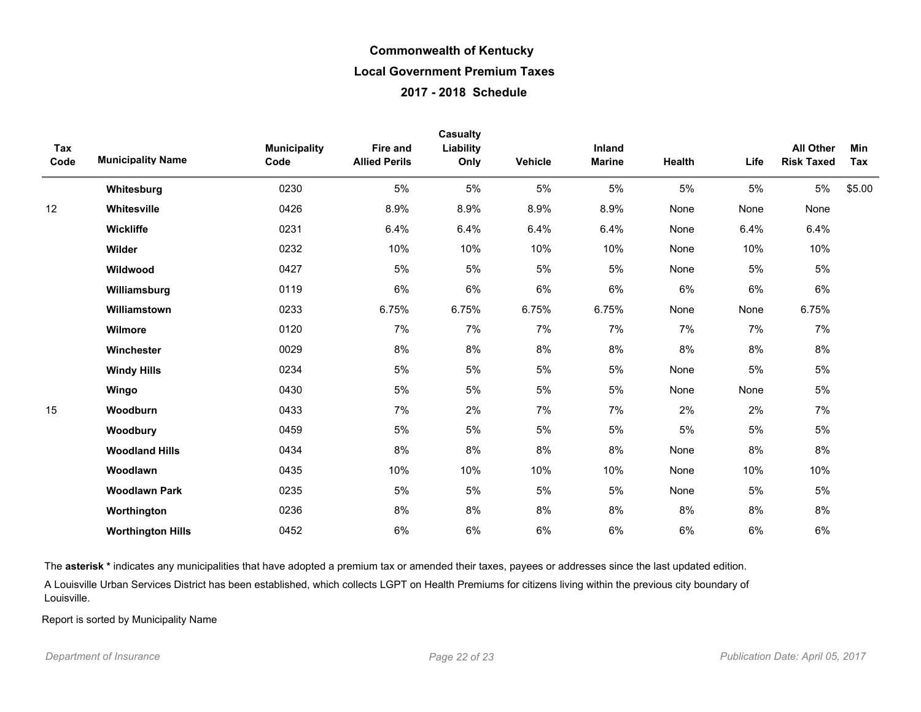# Commonwealth of Kentucky
## Local Government Premium Taxes
### 2017 - 2018 Schedule

| Tax Code | Municipality Name | Municipality Code | Fire and Allied Perils | Casualty Liability Only | Vehicle | Inland Marine | Health | Life | All Other Risk Taxed | Min Tax |
|---|---|---|---|---|---|---|---|---|---|---|
| | **Whitesburg** | 0230 | 5% | 5% | 5% | 5% | 5% | 5% | 5% | $5.00 |
| 12 | **Whitesville** | 0426 | 8.9% | 8.9% | 8.9% | 8.9% | None | None | None | |
| | **Wickliffe** | 0231 | 6.4% | 6.4% | 6.4% | 6.4% | None | 6.4% | 6.4% | |
| | **Wilder** | 0232 | 10% | 10% | 10% | 10% | None | 10% | 10% | |
| | **Wildwood** | 0427 | 5% | 5% | 5% | 5% | None | 5% | 5% | |
| | **Williamsburg** | 0119 | 6% | 6% | 6% | 6% | 6% | 6% | 6% | |
| | **Williamstown** | 0233 | 6.75% | 6.75% | 6.75% | 6.75% | None | None | 6.75% | |
| | **Wilmore** | 0120 | 7% | 7% | 7% | 7% | 7% | 7% | 7% | |
| | **Winchester** | 0029 | 8% | 8% | 8% | 8% | 8% | 8% | 8% | |
| | **Windy Hills** | 0234 | 5% | 5% | 5% | 5% | None | 5% | 5% | |
| | **Wingo** | 0430 | 5% | 5% | 5% | 5% | None | None | 5% | |
| 15 | **Woodburn** | 0433 | 7% | 2% | 7% | 7% | 2% | 2% | 7% | |
| | **Woodbury** | 0459 | 5% | 5% | 5% | 5% | 5% | 5% | 5% | |
| | **Woodland Hills** | 0434 | 8% | 8% | 8% | 8% | None | 8% | 8% | |
| | **Woodlawn** | 0435 | 10% | 10% | 10% | 10% | None | 10% | 10% | |
| | **Woodlawn Park** | 0235 | 5% | 5% | 5% | 5% | None | 5% | 5% | |
| | **Worthington** | 0236 | 8% | 8% | 8% | 8% | 8% | 8% | 8% | |
| | **Worthington Hills** | 0452 | 6% | 6% | 6% | 6% | 6% | 6% | 6% | |

The **asterisk *** indicates any municipalities that have adopted a premium tax or amended their taxes, payees or addresses since the last updated edition.

A Louisville Urban Services District has been established, which collects LGPT on Health Premiums for citizens living within the previous city boundary of Louisville.

Report is sorted by Municipality Name

*Department of Insurance* *Publication Date: April 05, 2017*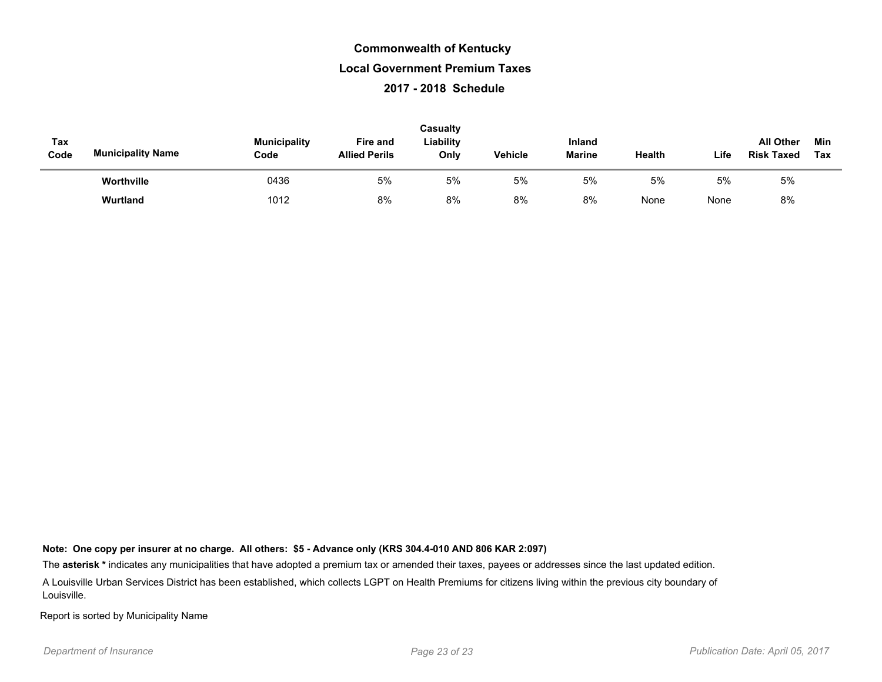# Commonwealth of Kentucky

## Local Government Premium Taxes

## 2017 - 2018 Schedule

| Tax Code | Municipality Name | Municipality Code | Fire and Allied Perils | Casualty Liability Only | Vehicle | Inland Marine | Health | Life | All Other Risk Taxed | Min Tax |
|---|---|---|---|---|---|---|---|---|---|---|
| | **Worthville** | 0436 | 5% | 5% | 5% | 5% | 5% | 5% | 5% | |
| | **Wurtland** | 1012 | 8% | 8% | 8% | 8% | None | None | 8% | |

**Note: One copy per insurer at no charge. All others: $5 - Advance only (KRS 304.4-010 AND 806 KAR 2:097)**

The **asterisk *** indicates any municipalities that have adopted a premium tax or amended their taxes, payees or addresses since the last updated edition.

A Louisville Urban Services District has been established, which collects LGPT on Health Premiums for citizens living within the previous city boundary of Louisville.

Report is sorted by Municipality Name